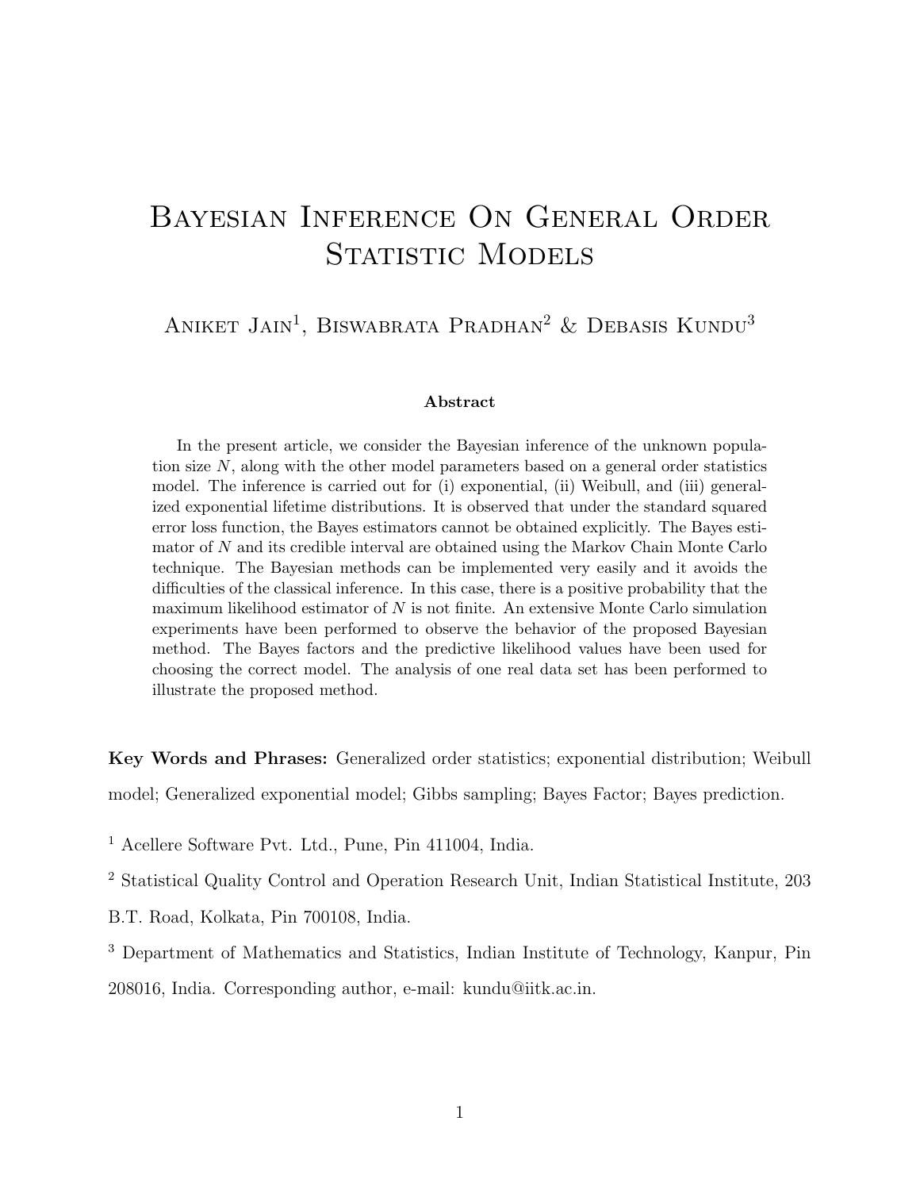# Bayesian Inference On General Order Statistic Models

Aniket Jain[1], Biswabrata Pradhan[2] & Debasis Kundu[3]

**Abstract**

In the present article, we consider the Bayesian inference of the unknown population size $N$, along with the other model parameters based on a general order statistics model. The inference is carried out for (i) exponential, (ii) Weibull, and (iii) generalized exponential lifetime distributions. It is observed that under the standard squared error loss function, the Bayes estimators cannot be obtained explicitly. The Bayes estimator of $N$ and its credible interval are obtained using the Markov Chain Monte Carlo technique. The Bayesian methods can be implemented very easily and it avoids the difficulties of the classical inference. In this case, there is a positive probability that the maximum likelihood estimator of $N$ is not finite. An extensive Monte Carlo simulation experiments have been performed to observe the behavior of the proposed Bayesian method. The Bayes factors and the predictive likelihood values have been used for choosing the correct model. The analysis of one real data set has been performed to illustrate the proposed method.

**Key Words and Phrases:** Generalized order statistics; exponential distribution; Weibull model; Generalized exponential model; Gibbs sampling; Bayes Factor; Bayes prediction.

[1] Acellere Software Pvt. Ltd., Pune, Pin 411004, India.

[2] Statistical Quality Control and Operation Research Unit, Indian Statistical Institute, 203 B.T. Road, Kolkata, Pin 700108, India.

[3] Department of Mathematics and Statistics, Indian Institute of Technology, Kanpur, Pin 208016, India. Corresponding author, e-mail: kundu@iitk.ac.in.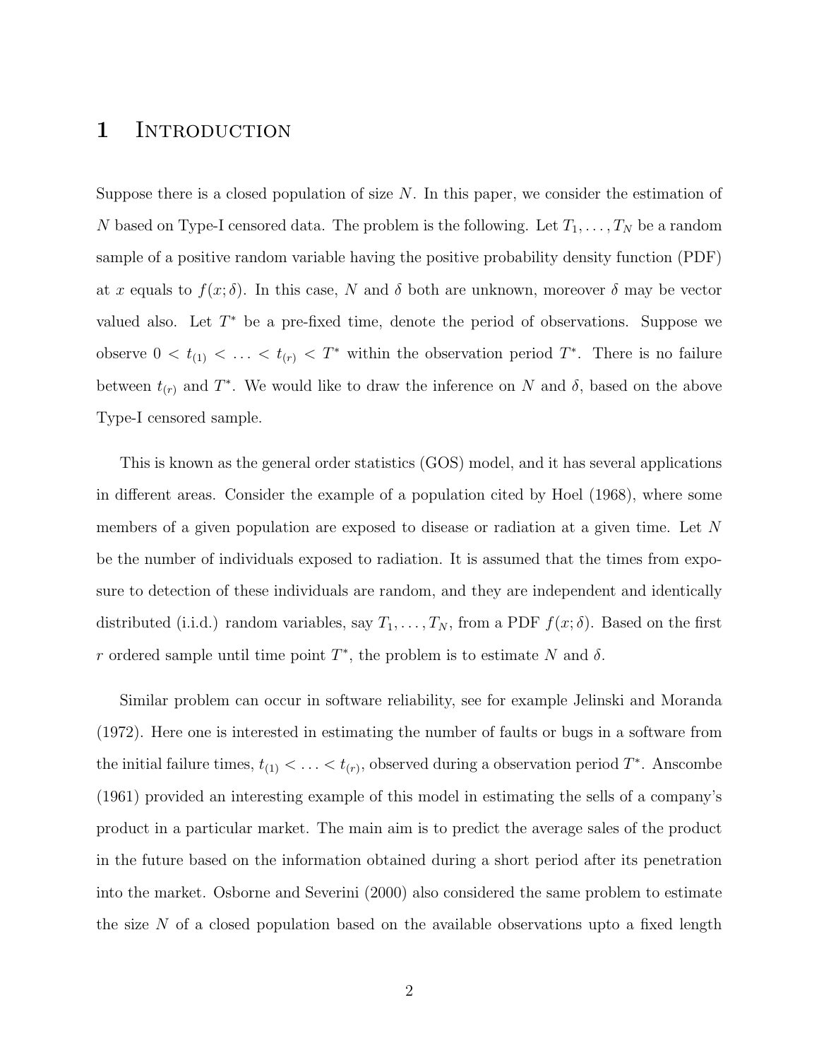# 1 Introduction

Suppose there is a closed population of size $N$. In this paper, we consider the estimation of $N$ based on Type-I censored data. The problem is the following. Let $T_1, \ldots, T_N$ be a random sample of a positive random variable having the positive probability density function (PDF) at $x$ equals to $f(x; \delta)$. In this case, $N$ and $\delta$ both are unknown, moreover $\delta$ may be vector valued also. Let $T^*$ be a pre-fixed time, denote the period of observations. Suppose we observe $0 < t_{(1)} < \ldots < t_{(r)} < T^*$ within the observation period $T^*$. There is no failure between $t_{(r)}$ and $T^*$. We would like to draw the inference on $N$ and $\delta$, based on the above Type-I censored sample.

This is known as the general order statistics (GOS) model, and it has several applications in different areas. Consider the example of a population cited by Hoel (1968), where some members of a given population are exposed to disease or radiation at a given time. Let $N$ be the number of individuals exposed to radiation. It is assumed that the times from exposure to detection of these individuals are random, and they are independent and identically distributed (i.i.d.) random variables, say $T_1, \ldots, T_N$, from a PDF $f(x; \delta)$. Based on the first $r$ ordered sample until time point $T^*$, the problem is to estimate $N$ and $\delta$.

Similar problem can occur in software reliability, see for example Jelinski and Moranda (1972). Here one is interested in estimating the number of faults or bugs in a software from the initial failure times, $t_{(1)} < \ldots < t_{(r)}$, observed during a observation period $T^*$. Anscombe (1961) provided an interesting example of this model in estimating the sells of a company's product in a particular market. The main aim is to predict the average sales of the product in the future based on the information obtained during a short period after its penetration into the market. Osborne and Severini (2000) also considered the same problem to estimate the size $N$ of a closed population based on the available observations upto a fixed length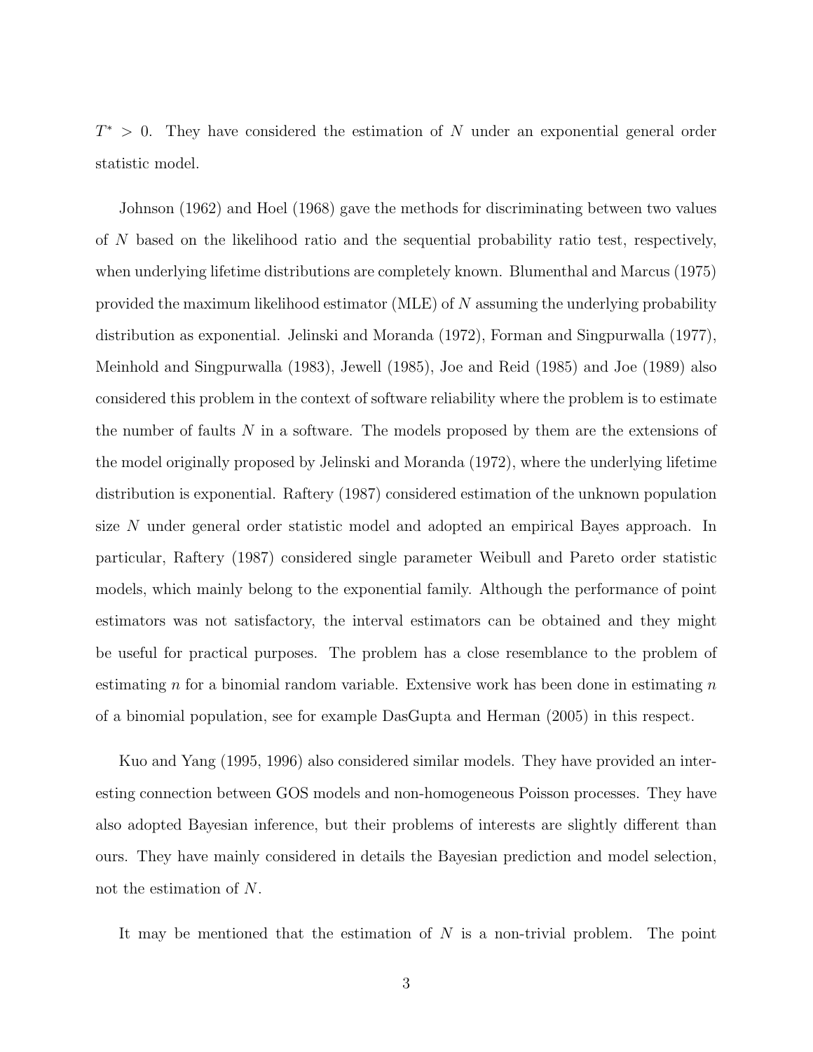$T^* > 0$. They have considered the estimation of $N$ under an exponential general order statistic model.

Johnson (1962) and Hoel (1968) gave the methods for discriminating between two values of $N$ based on the likelihood ratio and the sequential probability ratio test, respectively, when underlying lifetime distributions are completely known. Blumenthal and Marcus (1975) provided the maximum likelihood estimator (MLE) of $N$ assuming the underlying probability distribution as exponential. Jelinski and Moranda (1972), Forman and Singpurwalla (1977), Meinhold and Singpurwalla (1983), Jewell (1985), Joe and Reid (1985) and Joe (1989) also considered this problem in the context of software reliability where the problem is to estimate the number of faults $N$ in a software. The models proposed by them are the extensions of the model originally proposed by Jelinski and Moranda (1972), where the underlying lifetime distribution is exponential. Raftery (1987) considered estimation of the unknown population size $N$ under general order statistic model and adopted an empirical Bayes approach. In particular, Raftery (1987) considered single parameter Weibull and Pareto order statistic models, which mainly belong to the exponential family. Although the performance of point estimators was not satisfactory, the interval estimators can be obtained and they might be useful for practical purposes. The problem has a close resemblance to the problem of estimating $n$ for a binomial random variable. Extensive work has been done in estimating $n$ of a binomial population, see for example DasGupta and Herman (2005) in this respect.

Kuo and Yang (1995, 1996) also considered similar models. They have provided an interesting connection between GOS models and non-homogeneous Poisson processes. They have also adopted Bayesian inference, but their problems of interests are slightly different than ours. They have mainly considered in details the Bayesian prediction and model selection, not the estimation of $N$.

It may be mentioned that the estimation of $N$ is a non-trivial problem. The point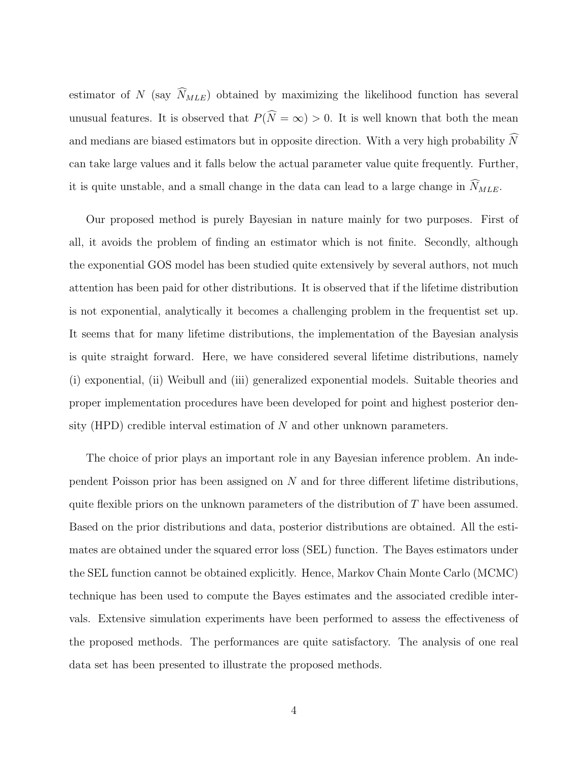estimator of $N$ (say $\widehat{N}_{MLE}$) obtained by maximizing the likelihood function has several unusual features. It is observed that $P(\widehat{N} = \infty) > 0$. It is well known that both the mean and medians are biased estimators but in opposite direction. With a very high probability $\widehat{N}$ can take large values and it falls below the actual parameter value quite frequently. Further, it is quite unstable, and a small change in the data can lead to a large change in $\widehat{N}_{MLE}$.

Our proposed method is purely Bayesian in nature mainly for two purposes. First of all, it avoids the problem of finding an estimator which is not finite. Secondly, although the exponential GOS model has been studied quite extensively by several authors, not much attention has been paid for other distributions. It is observed that if the lifetime distribution is not exponential, analytically it becomes a challenging problem in the frequentist set up. It seems that for many lifetime distributions, the implementation of the Bayesian analysis is quite straight forward. Here, we have considered several lifetime distributions, namely (i) exponential, (ii) Weibull and (iii) generalized exponential models. Suitable theories and proper implementation procedures have been developed for point and highest posterior density (HPD) credible interval estimation of $N$ and other unknown parameters.

The choice of prior plays an important role in any Bayesian inference problem. An independent Poisson prior has been assigned on $N$ and for three different lifetime distributions, quite flexible priors on the unknown parameters of the distribution of $T$ have been assumed. Based on the prior distributions and data, posterior distributions are obtained. All the estimates are obtained under the squared error loss (SEL) function. The Bayes estimators under the SEL function cannot be obtained explicitly. Hence, Markov Chain Monte Carlo (MCMC) technique has been used to compute the Bayes estimates and the associated credible intervals. Extensive simulation experiments have been performed to assess the effectiveness of the proposed methods. The performances are quite satisfactory. The analysis of one real data set has been presented to illustrate the proposed methods.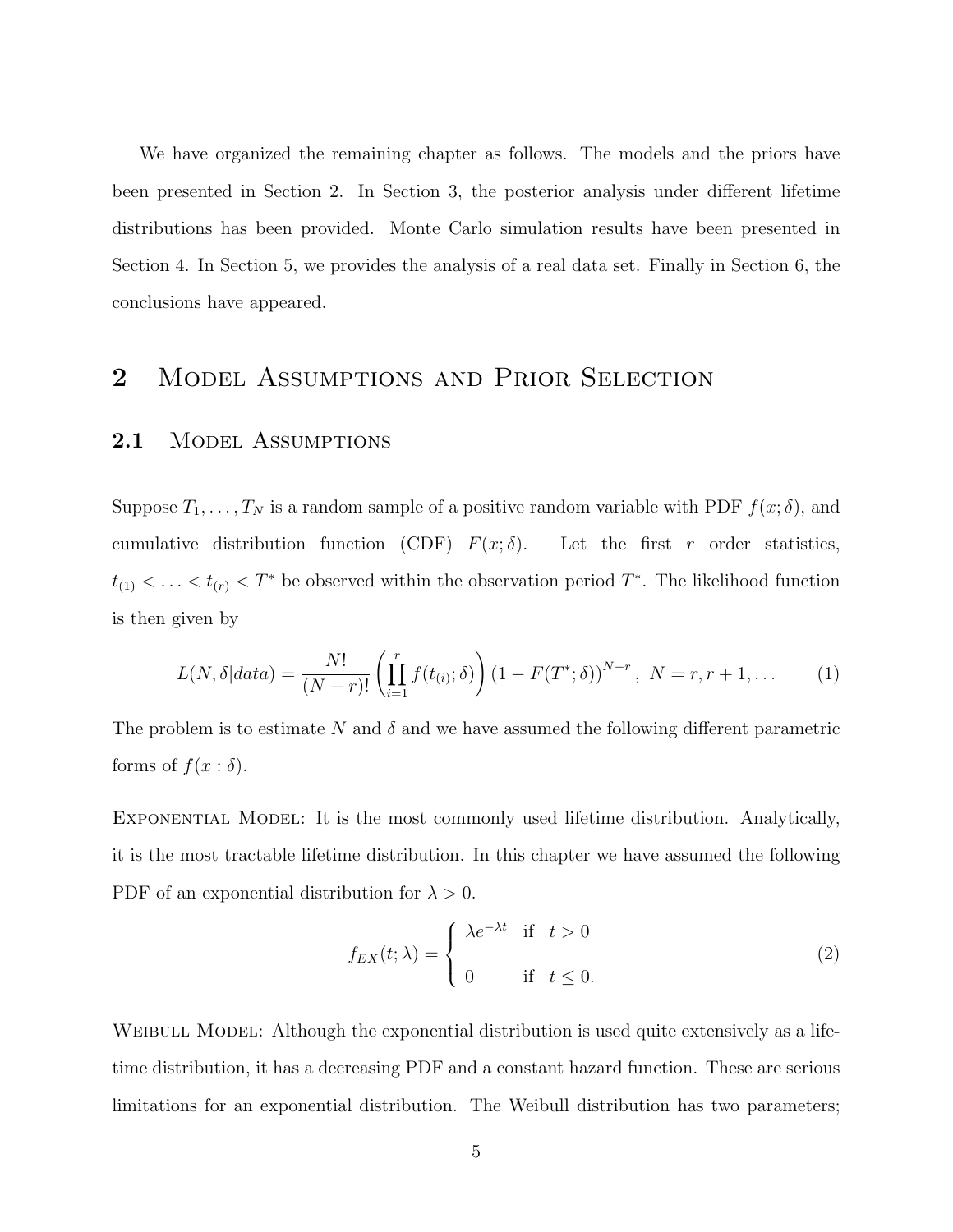We have organized the remaining chapter as follows. The models and the priors have been presented in Section 2. In Section 3, the posterior analysis under different lifetime distributions has been provided. Monte Carlo simulation results have been presented in Section 4. In Section 5, we provides the analysis of a real data set. Finally in Section 6, the conclusions have appeared.

# 2 Model Assumptions and Prior Selection

## 2.1 Model Assumptions

Suppose $T_1, \ldots, T_N$ is a random sample of a positive random variable with PDF $f(x;\delta)$, and cumulative distribution function (CDF) $F(x;\delta)$. Let the first $r$ order statistics, $t_{(1)} < \ldots < t_{(r)} < T^*$ be observed within the observation period $T^*$. The likelihood function is then given by

$$L(N,\delta|data) = \frac{N!}{(N-r)!}\left(\prod_{i=1}^{r} f(t_{(i)};\delta)\right)(1-F(T^*;\delta))^{N-r},\ N = r, r+1, \ldots \tag{1}$$

The problem is to estimate $N$ and $\delta$ and we have assumed the following different parametric forms of $f(x:\delta)$.

Exponential Model: It is the most commonly used lifetime distribution. Analytically, it is the most tractable lifetime distribution. In this chapter we have assumed the following PDF of an exponential distribution for $\lambda > 0$.

$$f_{EX}(t;\lambda) = \begin{cases} \lambda e^{-\lambda t} & \text{if} \quad t > 0 \\ 0 & \text{if} \quad t \leq 0. \end{cases} \tag{2}$$

Weibull Model: Although the exponential distribution is used quite extensively as a lifetime distribution, it has a decreasing PDF and a constant hazard function. These are serious limitations for an exponential distribution. The Weibull distribution has two parameters;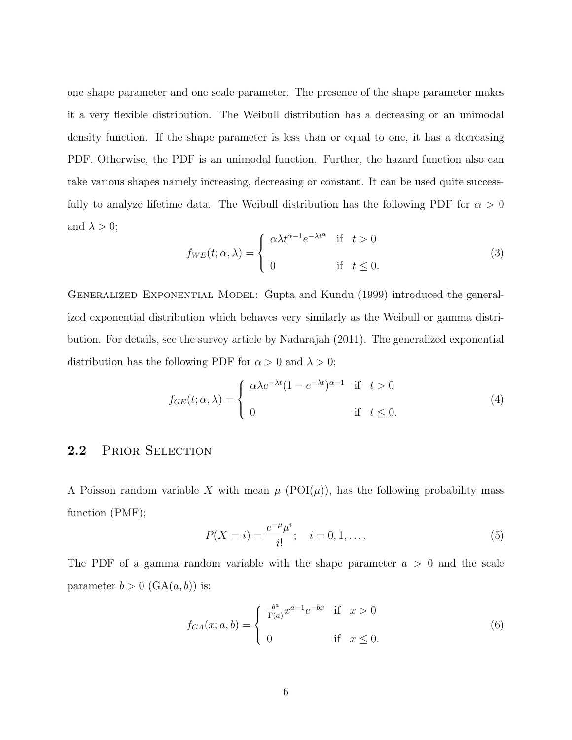one shape parameter and one scale parameter. The presence of the shape parameter makes it a very flexible distribution. The Weibull distribution has a decreasing or an unimodal density function. If the shape parameter is less than or equal to one, it has a decreasing PDF. Otherwise, the PDF is an unimodal function. Further, the hazard function also can take various shapes namely increasing, decreasing or constant. It can be used quite successfully to analyze lifetime data. The Weibull distribution has the following PDF for $\alpha > 0$ and $\lambda > 0$;

$$f_{WE}(t;\alpha,\lambda) = \begin{cases} \alpha\lambda t^{\alpha-1}e^{-\lambda t^{\alpha}} & \text{if} \quad t > 0 \\ 0 & \text{if} \quad t \leq 0. \end{cases} \tag{3}$$

Generalized Exponential Model: Gupta and Kundu (1999) introduced the generalized exponential distribution which behaves very similarly as the Weibull or gamma distribution. For details, see the survey article by Nadarajah (2011). The generalized exponential distribution has the following PDF for $\alpha > 0$ and $\lambda > 0$;

$$f_{GE}(t;\alpha,\lambda) = \begin{cases} \alpha\lambda e^{-\lambda t}(1-e^{-\lambda t})^{\alpha-1} & \text{if} \quad t > 0 \\ 0 & \text{if} \quad t \leq 0. \end{cases} \tag{4}$$

### 2.2 Prior Selection

A Poisson random variable $X$ with mean $\mu$ (POI($\mu$)), has the following probability mass function (PMF);

$$P(X = i) = \frac{e^{-\mu}\mu^{i}}{i!}; \quad i = 0, 1, \ldots. \tag{5}$$

The PDF of a gamma random variable with the shape parameter $a > 0$ and the scale parameter $b > 0$ (GA($a, b$)) is:

$$f_{GA}(x;a,b) = \begin{cases} \frac{b^{a}}{\Gamma(a)}x^{a-1}e^{-bx} & \text{if} \quad x > 0 \\ 0 & \text{if} \quad x \leq 0. \end{cases} \tag{6}$$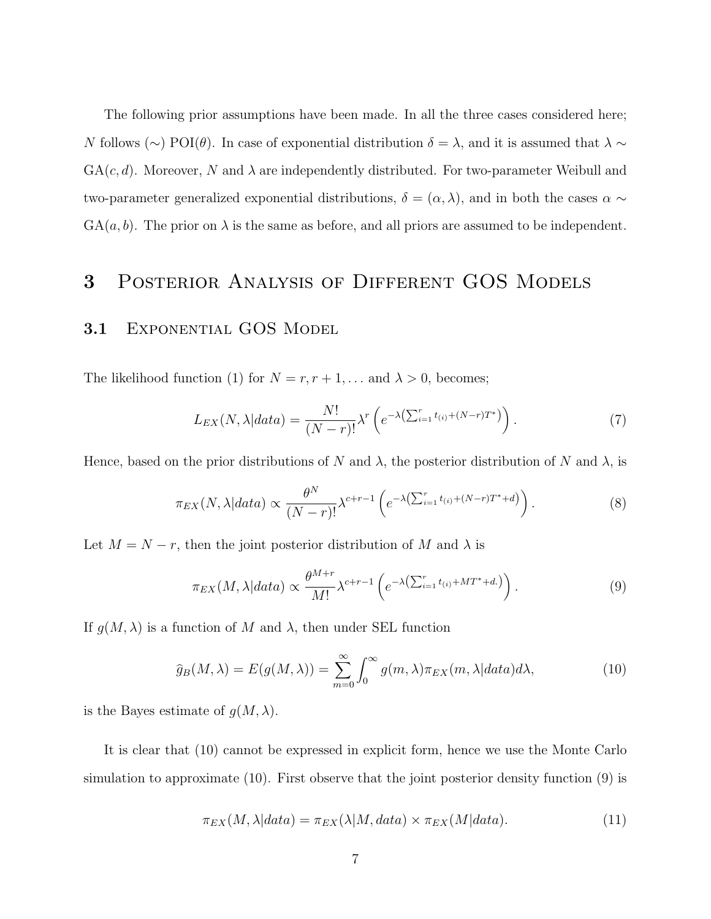The following prior assumptions have been made. In all the three cases considered here; $N$ follows ($\sim$) POI($\theta$). In case of exponential distribution $\delta = \lambda$, and it is assumed that $\lambda \sim$ GA$(c, d)$. Moreover, $N$ and $\lambda$ are independently distributed. For two-parameter Weibull and two-parameter generalized exponential distributions, $\delta = (\alpha, \lambda)$, and in both the cases $\alpha \sim$ GA$(a, b)$. The prior on $\lambda$ is the same as before, and all priors are assumed to be independent.

# 3 Posterior Analysis of Different GOS Models

## 3.1 Exponential GOS Model

The likelihood function (1) for $N = r, r+1, \ldots$ and $\lambda > 0$, becomes;

$$L_{EX}(N, \lambda|data) = \frac{N!}{(N-r)!}\lambda^{r}\left(e^{-\lambda\left(\sum_{i=1}^{r} t_{(i)} + (N-r)T^{*}\right)}\right). \tag{7}$$

Hence, based on the prior distributions of $N$ and $\lambda$, the posterior distribution of $N$ and $\lambda$, is

$$\pi_{EX}(N, \lambda|data) \propto \frac{\theta^{N}}{(N-r)!}\lambda^{c+r-1}\left(e^{-\lambda\left(\sum_{i=1}^{r} t_{(i)} + (N-r)T^{*} + d\right)}\right). \tag{8}$$

Let $M = N - r$, then the joint posterior distribution of $M$ and $\lambda$ is

$$\pi_{EX}(M, \lambda|data) \propto \frac{\theta^{M+r}}{M!}\lambda^{c+r-1}\left(e^{-\lambda\left(\sum_{i=1}^{r} t_{(i)} + MT^{*} + d.\right)}\right). \tag{9}$$

If $g(M, \lambda)$ is a function of $M$ and $\lambda$, then under SEL function

$$\widehat{g}_{B}(M, \lambda) = E(g(M, \lambda)) = \sum_{m=0}^{\infty}\int_{0}^{\infty} g(m, \lambda)\pi_{EX}(m, \lambda|data)d\lambda, \tag{10}$$

is the Bayes estimate of $g(M, \lambda)$.

It is clear that (10) cannot be expressed in explicit form, hence we use the Monte Carlo simulation to approximate (10). First observe that the joint posterior density function (9) is

$$\pi_{EX}(M, \lambda|data) = \pi_{EX}(\lambda|M, data) \times \pi_{EX}(M|data). \tag{11}$$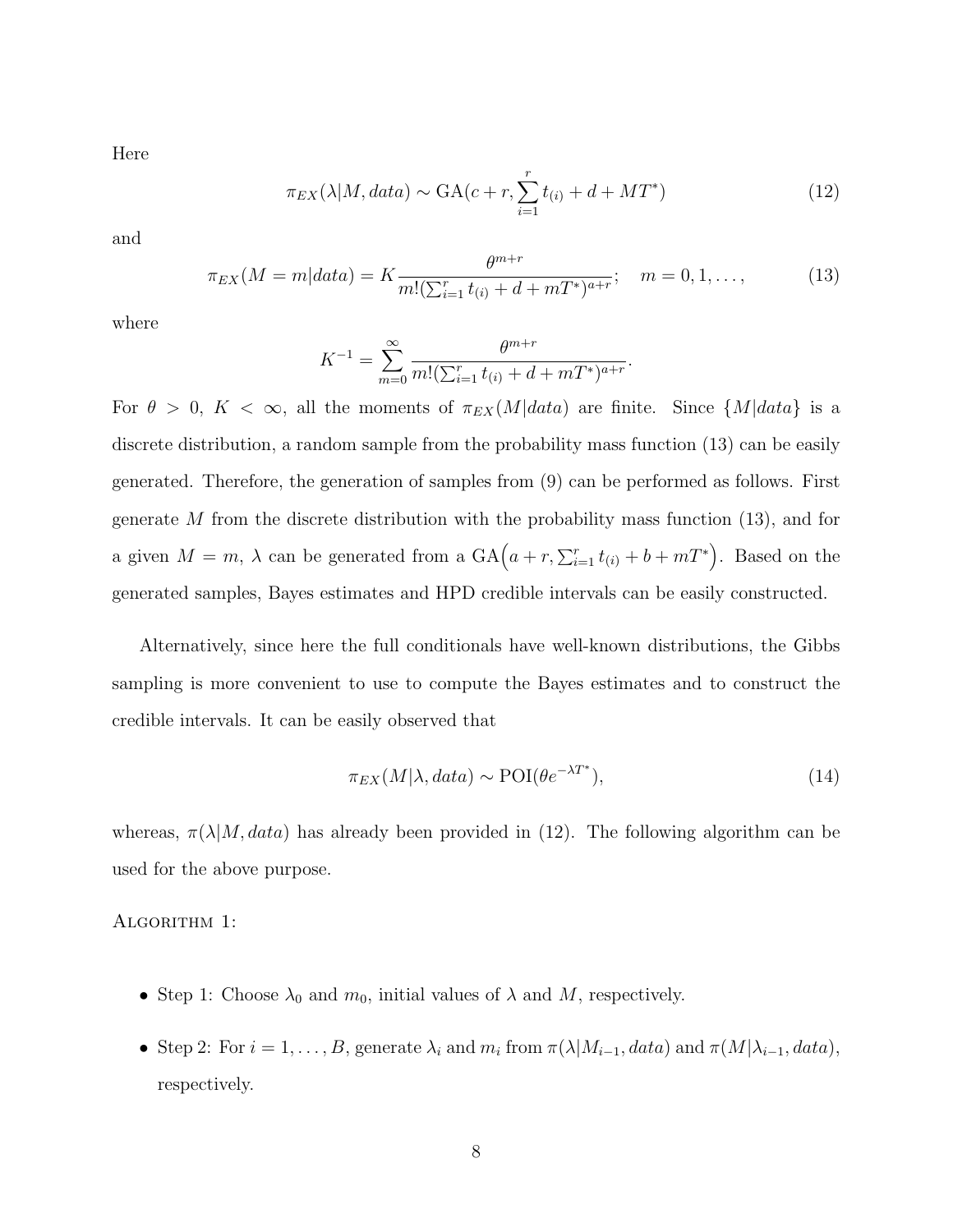Here

$$\pi_{EX}(\lambda|M, data) \sim \text{GA}(c + r, \sum_{i=1}^{r} t_{(i)} + d + MT^*) \tag{12}$$

and

$$\pi_{EX}(M = m|data) = K \frac{\theta^{m+r}}{m!(\sum_{i=1}^{r} t_{(i)} + d + mT^*)^{a+r}}; \quad m = 0, 1, \ldots, \tag{13}$$

where

$$K^{-1} = \sum_{m=0}^{\infty} \frac{\theta^{m+r}}{m!(\sum_{i=1}^{r} t_{(i)} + d + mT^*)^{a+r}}.$$

For $\theta > 0$, $K < \infty$, all the moments of $\pi_{EX}(M|data)$ are finite. Since $\{M|data\}$ is a discrete distribution, a random sample from the probability mass function (13) can be easily generated. Therefore, the generation of samples from (9) can be performed as follows. First generate $M$ from the discrete distribution with the probability mass function (13), and for a given $M = m$, $\lambda$ can be generated from a $\text{GA}\Big(a + r, \sum_{i=1}^{r} t_{(i)} + b + mT^*\Big)$. Based on the generated samples, Bayes estimates and HPD credible intervals can be easily constructed.

Alternatively, since here the full conditionals have well-known distributions, the Gibbs sampling is more convenient to use to compute the Bayes estimates and to construct the credible intervals. It can be easily observed that

$$\pi_{EX}(M|\lambda, data) \sim \text{POI}(\theta e^{-\lambda T^*}), \tag{14}$$

whereas, $\pi(\lambda|M, data)$ has already been provided in (12). The following algorithm can be used for the above purpose.

Algorithm 1:

- Step 1: Choose $\lambda_0$ and $m_0$, initial values of $\lambda$ and $M$, respectively.
- Step 2: For $i = 1, \ldots, B$, generate $\lambda_i$ and $m_i$ from $\pi(\lambda|M_{i-1}, data)$ and $\pi(M|\lambda_{i-1}, data)$, respectively.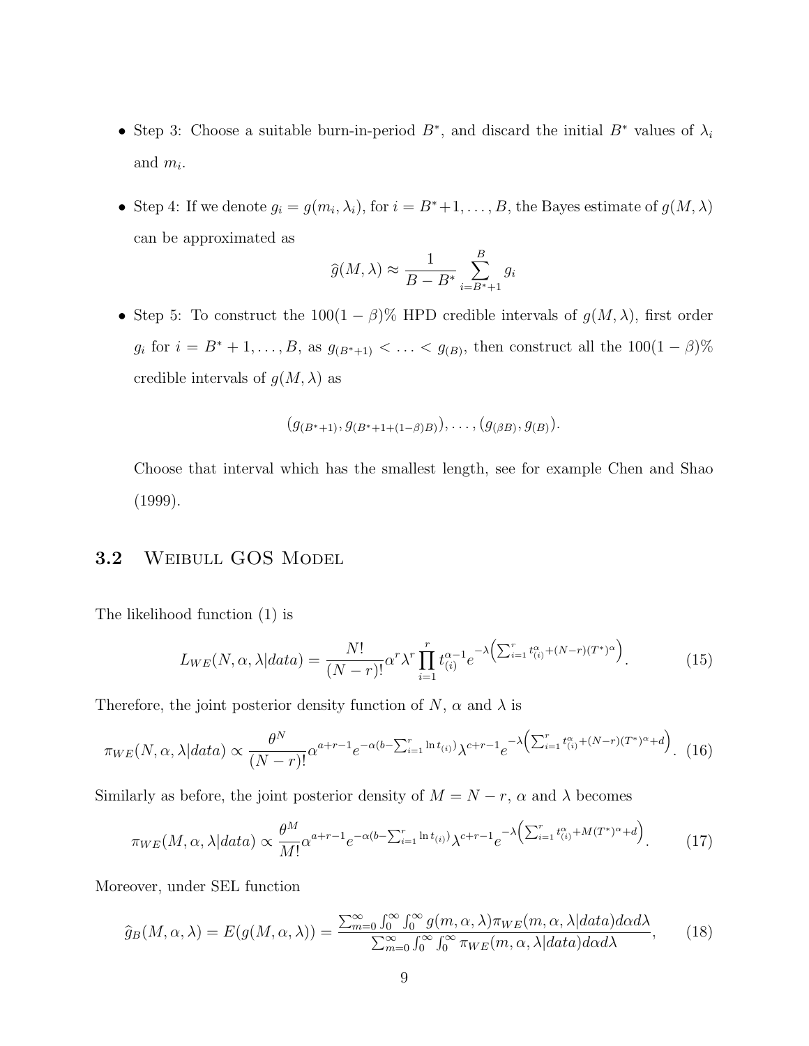- Step 3: Choose a suitable burn-in-period $B^*$, and discard the initial $B^*$ values of $\lambda_i$ and $m_i$.

- Step 4: If we denote $g_i = g(m_i, \lambda_i)$, for $i = B^*+1, \ldots, B$, the Bayes estimate of $g(M, \lambda)$ can be approximated as

$$\widehat{g}(M, \lambda) \approx \frac{1}{B - B^*} \sum_{i=B^*+1}^{B} g_i$$

- Step 5: To construct the $100(1-\beta)\%$ HPD credible intervals of $g(M, \lambda)$, first order $g_i$ for $i = B^*+1, \ldots, B$, as $g_{(B^*+1)} < \ldots < g_{(B)}$, then construct all the $100(1-\beta)\%$ credible intervals of $g(M, \lambda)$ as

$$(g_{(B^*+1)}, g_{(B^*+1+(1-\beta)B)}), \ldots, (g_{(\beta B)}, g_{(B)}).$$

  Choose that interval which has the smallest length, see for example Chen and Shao (1999).

## 3.2 Weibull GOS Model

The likelihood function (1) is

$$L_{WE}(N, \alpha, \lambda | data) = \frac{N!}{(N-r)!} \alpha^r \lambda^r \prod_{i=1}^{r} t_{(i)}^{\alpha-1} e^{-\lambda\left(\sum_{i=1}^{r} t_{(i)}^{\alpha} + (N-r)(T^*)^{\alpha}\right)}. \tag{15}$$

Therefore, the joint posterior density function of $N$, $\alpha$ and $\lambda$ is

$$\pi_{WE}(N, \alpha, \lambda | data) \propto \frac{\theta^N}{(N-r)!} \alpha^{a+r-1} e^{-\alpha(b - \sum_{i=1}^{r} \ln t_{(i)})} \lambda^{c+r-1} e^{-\lambda\left(\sum_{i=1}^{r} t_{(i)}^{\alpha} + (N-r)(T^*)^{\alpha} + d\right)}. \tag{16}$$

Similarly as before, the joint posterior density of $M = N - r$, $\alpha$ and $\lambda$ becomes

$$\pi_{WE}(M, \alpha, \lambda | data) \propto \frac{\theta^M}{M!} \alpha^{a+r-1} e^{-\alpha(b - \sum_{i=1}^{r} \ln t_{(i)})} \lambda^{c+r-1} e^{-\lambda\left(\sum_{i=1}^{r} t_{(i)}^{\alpha} + M(T^*)^{\alpha} + d\right)}. \tag{17}$$

Moreover, under SEL function

$$\widehat{g}_B(M, \alpha, \lambda) = E(g(M, \alpha, \lambda)) = \frac{\sum_{m=0}^{\infty} \int_0^{\infty} \int_0^{\infty} g(m, \alpha, \lambda) \pi_{WE}(m, \alpha, \lambda | data) d\alpha d\lambda}{\sum_{m=0}^{\infty} \int_0^{\infty} \int_0^{\infty} \pi_{WE}(m, \alpha, \lambda | data) d\alpha d\lambda}, \tag{18}$$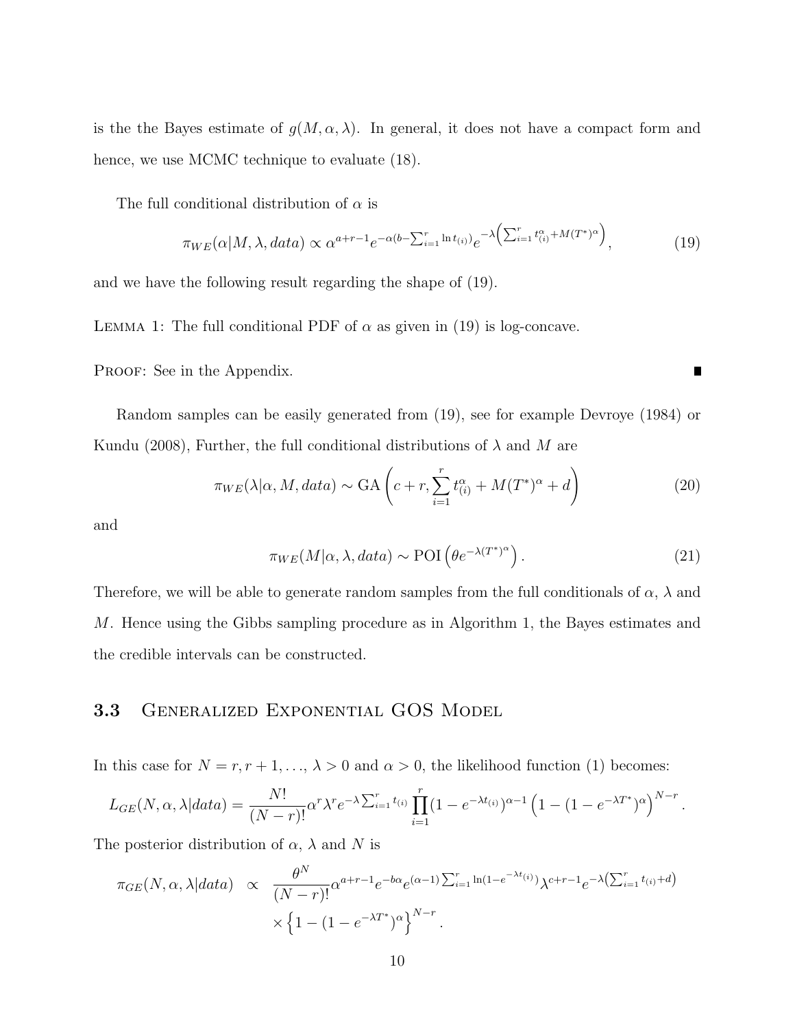is the the Bayes estimate of $g(M, \alpha, \lambda)$. In general, it does not have a compact form and hence, we use MCMC technique to evaluate (18).

The full conditional distribution of $\alpha$ is

$$\pi_{WE}(\alpha|M, \lambda, data) \propto \alpha^{a+r-1} e^{-\alpha(b - \sum_{i=1}^{r} \ln t_{(i)})} e^{-\lambda\left(\sum_{i=1}^{r} t_{(i)}^{\alpha} + M(T^*)^{\alpha}\right)}, \tag{19}$$

and we have the following result regarding the shape of (19).

Lemma 1: The full conditional PDF of $\alpha$ as given in (19) is log-concave.

Proof: See in the Appendix. ■

Random samples can be easily generated from (19), see for example Devroye (1984) or Kundu (2008), Further, the full conditional distributions of $\lambda$ and $M$ are

$$\pi_{WE}(\lambda|\alpha, M, data) \sim \text{GA}\left(c + r, \sum_{i=1}^{r} t_{(i)}^{\alpha} + M(T^*)^{\alpha} + d\right) \tag{20}$$

and

$$\pi_{WE}(M|\alpha, \lambda, data) \sim \text{POI}\left(\theta e^{-\lambda(T^*)^{\alpha}}\right). \tag{21}$$

Therefore, we will be able to generate random samples from the full conditionals of $\alpha$, $\lambda$ and $M$. Hence using the Gibbs sampling procedure as in Algorithm 1, the Bayes estimates and the credible intervals can be constructed.

## 3.3 Generalized Exponential GOS Model

In this case for $N = r, r+1, \ldots$, $\lambda > 0$ and $\alpha > 0$, the likelihood function (1) becomes:

$$L_{GE}(N, \alpha, \lambda|data) = \frac{N!}{(N-r)!} \alpha^r \lambda^r e^{-\lambda \sum_{i=1}^{r} t_{(i)}} \prod_{i=1}^{r} (1 - e^{-\lambda t_{(i)}})^{\alpha - 1} \left(1 - (1 - e^{-\lambda T^*})^{\alpha}\right)^{N-r}.$$

The posterior distribution of $\alpha$, $\lambda$ and $N$ is

$$\begin{aligned}
\pi_{GE}(N, \alpha, \lambda|data) \propto\ & \frac{\theta^N}{(N-r)!} \alpha^{a+r-1} e^{-b\alpha} e^{(\alpha-1)\sum_{i=1}^{r} \ln(1 - e^{-\lambda t_{(i)}})} \lambda^{c+r-1} e^{-\lambda\left(\sum_{i=1}^{r} t_{(i)} + d\right)} \\
& \times \left\{1 - (1 - e^{-\lambda T^*})^{\alpha}\right\}^{N-r}.
\end{aligned}$$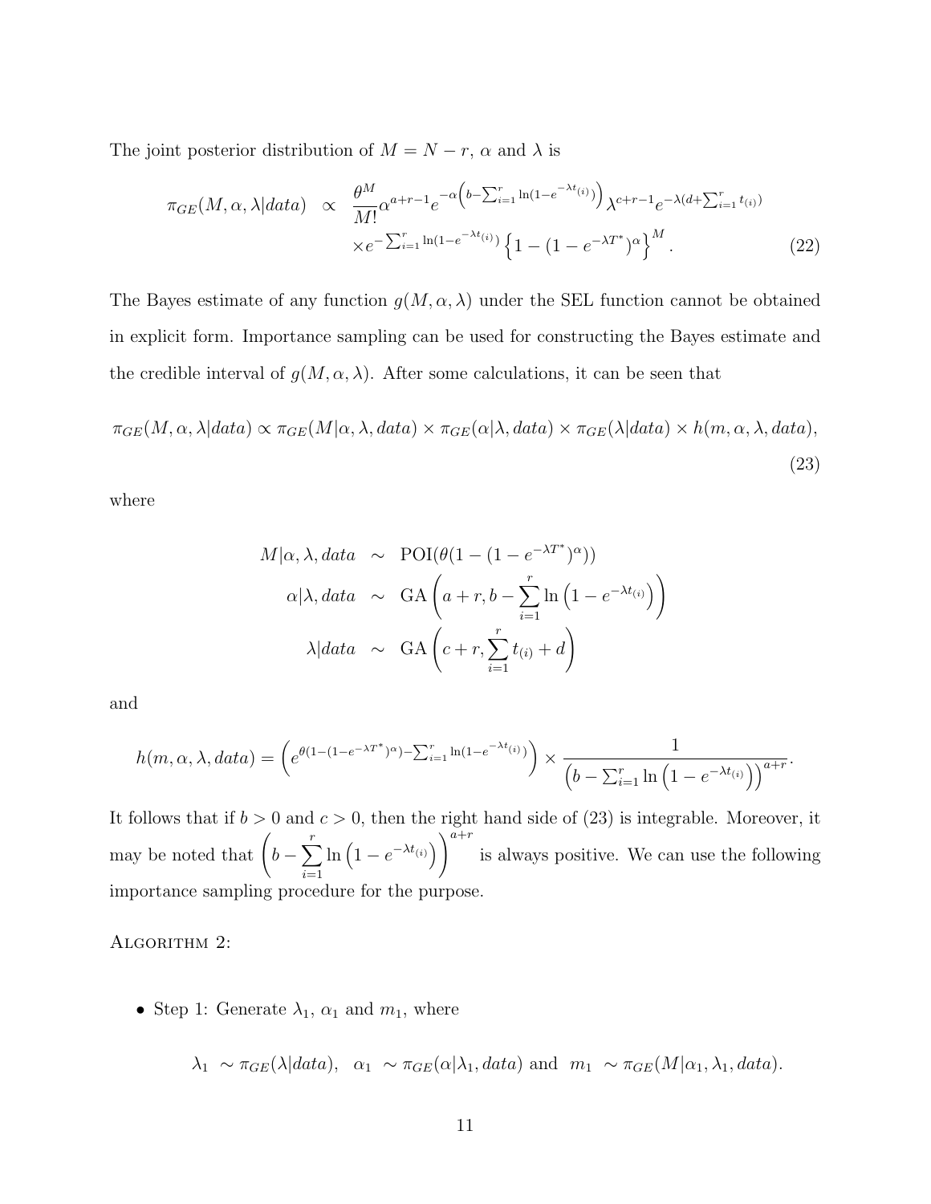The joint posterior distribution of $M = N - r$, $\alpha$ and $\lambda$ is

$$
\begin{aligned}
\pi_{GE}(M, \alpha, \lambda | data) \;\; \propto \;\; & \frac{\theta^M}{M!} \alpha^{a+r-1} e^{-\alpha \left( b - \sum_{i=1}^{r} \ln(1 - e^{-\lambda t_{(i)}}) \right)} \lambda^{c+r-1} e^{-\lambda (d + \sum_{i=1}^{r} t_{(i)})} \\
& \times e^{-\sum_{i=1}^{r} \ln(1 - e^{-\lambda t_{(i)}})} \left\{ 1 - (1 - e^{-\lambda T^*})^{\alpha} \right\}^M . \qquad (22)
\end{aligned}
$$

The Bayes estimate of any function $g(M, \alpha, \lambda)$ under the SEL function cannot be obtained in explicit form. Importance sampling can be used for constructing the Bayes estimate and the credible interval of $g(M, \alpha, \lambda)$. After some calculations, it can be seen that

$$
\pi_{GE}(M, \alpha, \lambda | data) \propto \pi_{GE}(M | \alpha, \lambda, data) \times \pi_{GE}(\alpha | \lambda, data) \times \pi_{GE}(\lambda | data) \times h(m, \alpha, \lambda, data), \qquad (23)
$$

where

$$
\begin{aligned}
M | \alpha, \lambda, data \;\; & \sim \;\; \text{POI}(\theta(1 - (1 - e^{-\lambda T^*})^{\alpha})) \\
\alpha | \lambda, data \;\; & \sim \;\; \text{GA}\left( a + r, b - \sum_{i=1}^{r} \ln\left(1 - e^{-\lambda t_{(i)}}\right) \right) \\
\lambda | data \;\; & \sim \;\; \text{GA}\left( c + r, \sum_{i=1}^{r} t_{(i)} + d \right)
\end{aligned}
$$

and

$$
h(m, \alpha, \lambda, data) = \left( e^{\theta(1 - (1 - e^{-\lambda T^*})^{\alpha}) - \sum_{i=1}^{r} \ln(1 - e^{-\lambda t_{(i)}})} \right) \times \frac{1}{\left( b - \sum_{i=1}^{r} \ln\left(1 - e^{-\lambda t_{(i)}}\right) \right)^{a+r}} .
$$

It follows that if $b > 0$ and $c > 0$, then the right hand side of (23) is integrable. Moreover, it may be noted that $\left( b - \sum_{i=1}^{r} \ln\left(1 - e^{-\lambda t_{(i)}}\right) \right)^{a+r}$ is always positive. We can use the following importance sampling procedure for the purpose.

ALGORITHM 2:

- Step 1: Generate $\lambda_1$, $\alpha_1$ and $m_1$, where

$$
\lambda_1 \; \sim \pi_{GE}(\lambda | data), \quad \alpha_1 \; \sim \pi_{GE}(\alpha | \lambda_1, data) \text{ and } \; m_1 \; \sim \pi_{GE}(M | \alpha_1, \lambda_1, data).
$$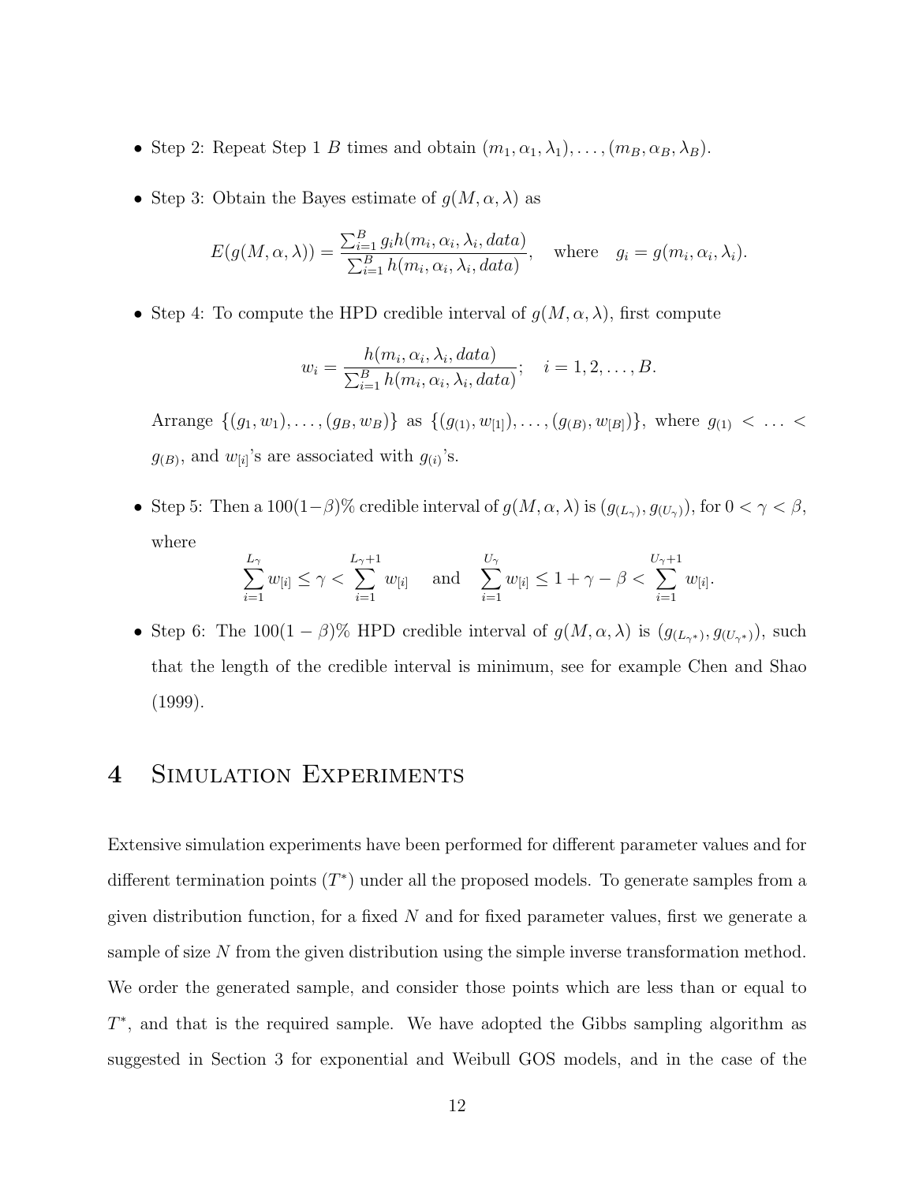- Step 2: Repeat Step 1 $B$ times and obtain $(m_1, \alpha_1, \lambda_1), \ldots, (m_B, \alpha_B, \lambda_B)$.

- Step 3: Obtain the Bayes estimate of $g(M, \alpha, \lambda)$ as

$$E(g(M, \alpha, \lambda)) = \frac{\sum_{i=1}^{B} g_i h(m_i, \alpha_i, \lambda_i, data)}{\sum_{i=1}^{B} h(m_i, \alpha_i, \lambda_i, data)}, \quad \text{where} \quad g_i = g(m_i, \alpha_i, \lambda_i).$$

- Step 4: To compute the HPD credible interval of $g(M, \alpha, \lambda)$, first compute

$$w_i = \frac{h(m_i, \alpha_i, \lambda_i, data)}{\sum_{i=1}^{B} h(m_i, \alpha_i, \lambda_i, data)}; \quad i = 1, 2, \ldots, B.$$

  Arrange $\{(g_1, w_1), \ldots, (g_B, w_B)\}$ as $\{(g_{(1)}, w_{[1]}), \ldots, (g_{(B)}, w_{[B]})\}$, where $g_{(1)} < \ldots < g_{(B)}$, and $w_{[i]}$'s are associated with $g_{(i)}$'s.

- Step 5: Then a $100(1-\beta)\%$ credible interval of $g(M, \alpha, \lambda)$ is $(g_{(L_\gamma)}, g_{(U_\gamma)})$, for $0 < \gamma < \beta$, where

$$\sum_{i=1}^{L_\gamma} w_{[i]} \leq \gamma < \sum_{i=1}^{L_\gamma+1} w_{[i]} \quad \text{and} \quad \sum_{i=1}^{U_\gamma} w_{[i]} \leq 1 + \gamma - \beta < \sum_{i=1}^{U_\gamma+1} w_{[i]}.$$

- Step 6: The $100(1-\beta)\%$ HPD credible interval of $g(M, \alpha, \lambda)$ is $(g_{(L_{\gamma^*})}, g_{(U_{\gamma^*})})$, such that the length of the credible interval is minimum, see for example Chen and Shao (1999).

# 4 Simulation Experiments

Extensive simulation experiments have been performed for different parameter values and for different termination points ($T^*$) under all the proposed models. To generate samples from a given distribution function, for a fixed $N$ and for fixed parameter values, first we generate a sample of size $N$ from the given distribution using the simple inverse transformation method. We order the generated sample, and consider those points which are less than or equal to $T^*$, and that is the required sample. We have adopted the Gibbs sampling algorithm as suggested in Section 3 for exponential and Weibull GOS models, and in the case of the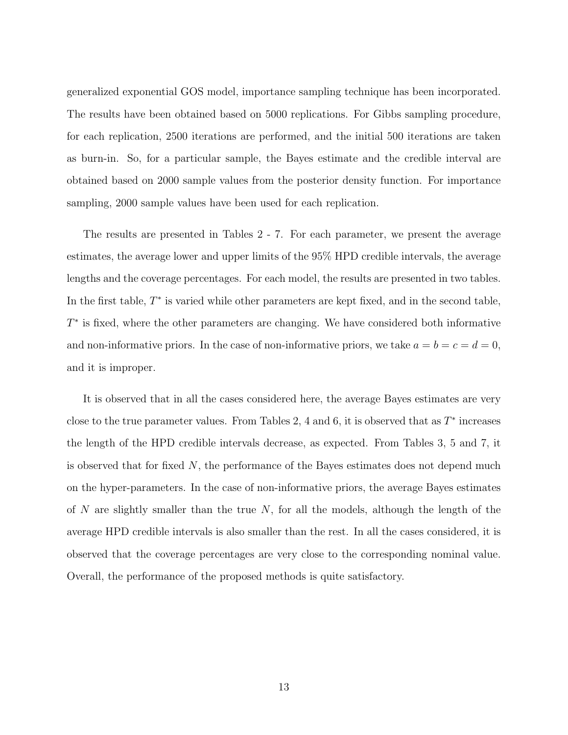generalized exponential GOS model, importance sampling technique has been incorporated. The results have been obtained based on 5000 replications. For Gibbs sampling procedure, for each replication, 2500 iterations are performed, and the initial 500 iterations are taken as burn-in. So, for a particular sample, the Bayes estimate and the credible interval are obtained based on 2000 sample values from the posterior density function. For importance sampling, 2000 sample values have been used for each replication.

The results are presented in Tables 2 - 7. For each parameter, we present the average estimates, the average lower and upper limits of the 95% HPD credible intervals, the average lengths and the coverage percentages. For each model, the results are presented in two tables. In the first table, $T^*$ is varied while other parameters are kept fixed, and in the second table, $T^*$ is fixed, where the other parameters are changing. We have considered both informative and non-informative priors. In the case of non-informative priors, we take $a = b = c = d = 0$, and it is improper.

It is observed that in all the cases considered here, the average Bayes estimates are very close to the true parameter values. From Tables 2, 4 and 6, it is observed that as $T^*$ increases the length of the HPD credible intervals decrease, as expected. From Tables 3, 5 and 7, it is observed that for fixed $N$, the performance of the Bayes estimates does not depend much on the hyper-parameters. In the case of non-informative priors, the average Bayes estimates of $N$ are slightly smaller than the true $N$, for all the models, although the length of the average HPD credible intervals is also smaller than the rest. In all the cases considered, it is observed that the coverage percentages are very close to the corresponding nominal value. Overall, the performance of the proposed methods is quite satisfactory.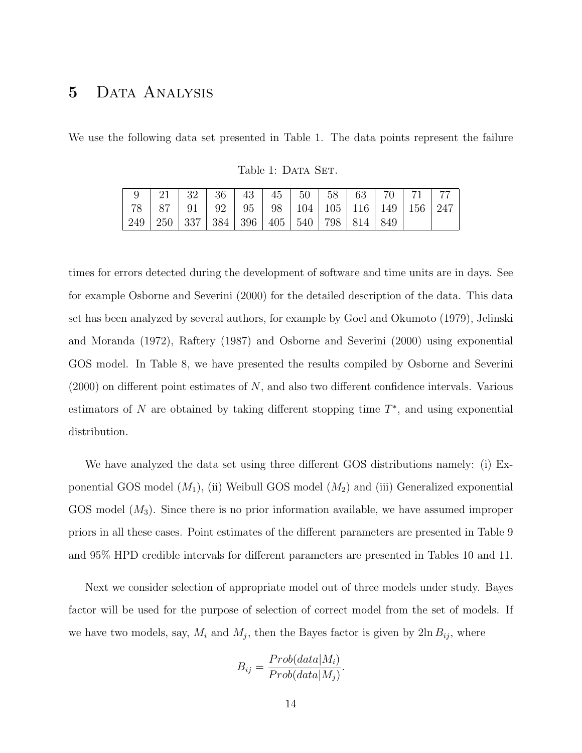# 5 Data Analysis

We use the following data set presented in Table 1. The data points represent the failure

Table 1: Data Set.

| | | | | | | | | | | | |
|---|---|---|---|---|---|---|---|---|---|---|---|
| 9 | 21 | 32 | 36 | 43 | 45 | 50 | 58 | 63 | 70 | 71 | 77 |
| 78 | 87 | 91 | 92 | 95 | 98 | 104 | 105 | 116 | 149 | 156 | 247 |
| 249 | 250 | 337 | 384 | 396 | 405 | 540 | 798 | 814 | 849 | | |

times for errors detected during the development of software and time units are in days. See for example Osborne and Severini (2000) for the detailed description of the data. This data set has been analyzed by several authors, for example by Goel and Okumoto (1979), Jelinski and Moranda (1972), Raftery (1987) and Osborne and Severini (2000) using exponential GOS model. In Table 8, we have presented the results compiled by Osborne and Severini (2000) on different point estimates of $N$, and also two different confidence intervals. Various estimators of $N$ are obtained by taking different stopping time $T^{*}$, and using exponential distribution.

We have analyzed the data set using three different GOS distributions namely: (i) Exponential GOS model ($M_1$), (ii) Weibull GOS model ($M_2$) and (iii) Generalized exponential GOS model ($M_3$). Since there is no prior information available, we have assumed improper priors in all these cases. Point estimates of the different parameters are presented in Table 9 and 95% HPD credible intervals for different parameters are presented in Tables 10 and 11.

Next we consider selection of appropriate model out of three models under study. Bayes factor will be used for the purpose of selection of correct model from the set of models. If we have two models, say, $M_i$ and $M_j$, then the Bayes factor is given by $2\ln B_{ij}$, where

$$B_{ij} = \frac{Prob(data|M_i)}{Prob(data|M_j)}.$$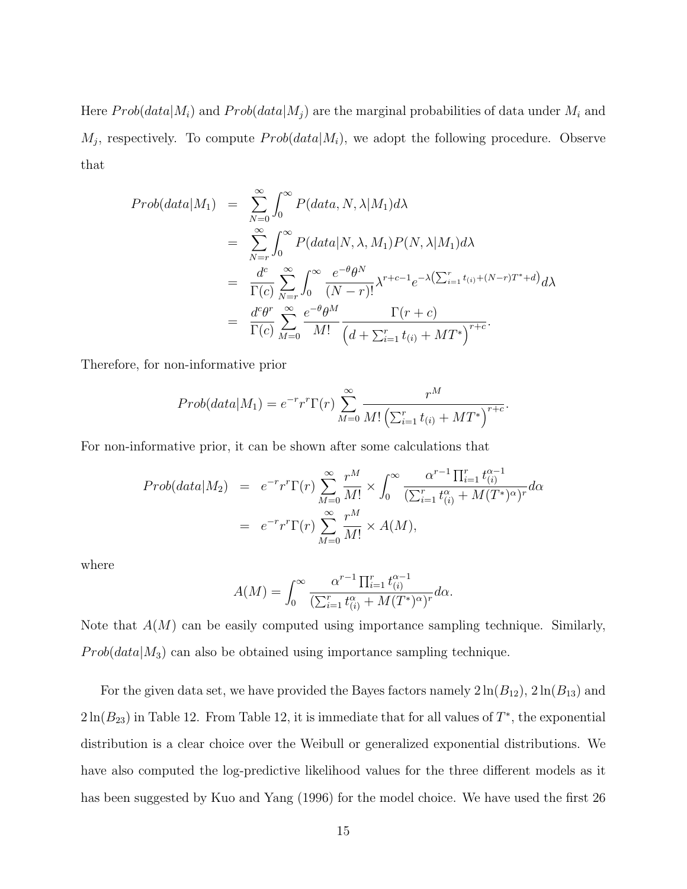Here $Prob(data|M_i)$ and $Prob(data|M_j)$ are the marginal probabilities of data under $M_i$ and $M_j$, respectively. To compute $Prob(data|M_i)$, we adopt the following procedure. Observe that

$$
\begin{aligned}
Prob(data|M_1) &= \sum_{N=0}^{\infty} \int_0^{\infty} P(data, N, \lambda|M_1) d\lambda \\
&= \sum_{N=r}^{\infty} \int_0^{\infty} P(data|N, \lambda, M_1) P(N, \lambda|M_1) d\lambda \\
&= \frac{d^c}{\Gamma(c)} \sum_{N=r}^{\infty} \int_0^{\infty} \frac{e^{-\theta}\theta^N}{(N-r)!} \lambda^{r+c-1} e^{-\lambda\left(\sum_{i=1}^r t_{(i)} + (N-r)T^* + d\right)} d\lambda \\
&= \frac{d^c \theta^r}{\Gamma(c)} \sum_{M=0}^{\infty} \frac{e^{-\theta}\theta^M}{M!} \frac{\Gamma(r+c)}{\left(d + \sum_{i=1}^r t_{(i)} + MT^*\right)^{r+c}}.
\end{aligned}
$$

Therefore, for non-informative prior

$$
Prob(data|M_1) = e^{-r} r^r \Gamma(r) \sum_{M=0}^{\infty} \frac{r^M}{M! \left(\sum_{i=1}^r t_{(i)} + MT^*\right)^{r+c}}.
$$

For non-informative prior, it can be shown after some calculations that

$$
\begin{aligned}
Prob(data|M_2) &= e^{-r} r^r \Gamma(r) \sum_{M=0}^{\infty} \frac{r^M}{M!} \times \int_0^{\infty} \frac{\alpha^{r-1} \prod_{i=1}^r t_{(i)}^{\alpha-1}}{\left(\sum_{i=1}^r t_{(i)}^{\alpha} + M(T^*)^{\alpha}\right)^r} d\alpha \\
&= e^{-r} r^r \Gamma(r) \sum_{M=0}^{\infty} \frac{r^M}{M!} \times A(M),
\end{aligned}
$$

where

$$
A(M) = \int_0^{\infty} \frac{\alpha^{r-1} \prod_{i=1}^r t_{(i)}^{\alpha-1}}{\left(\sum_{i=1}^r t_{(i)}^{\alpha} + M(T^*)^{\alpha}\right)^r} d\alpha.
$$

Note that $A(M)$ can be easily computed using importance sampling technique. Similarly, $Prob(data|M_3)$ can also be obtained using importance sampling technique.

For the given data set, we have provided the Bayes factors namely $2\ln(B_{12})$, $2\ln(B_{13})$ and $2\ln(B_{23})$ in Table 12. From Table 12, it is immediate that for all values of $T^*$, the exponential distribution is a clear choice over the Weibull or generalized exponential distributions. We have also computed the log-predictive likelihood values for the three different models as it has been suggested by Kuo and Yang (1996) for the model choice. We have used the first 26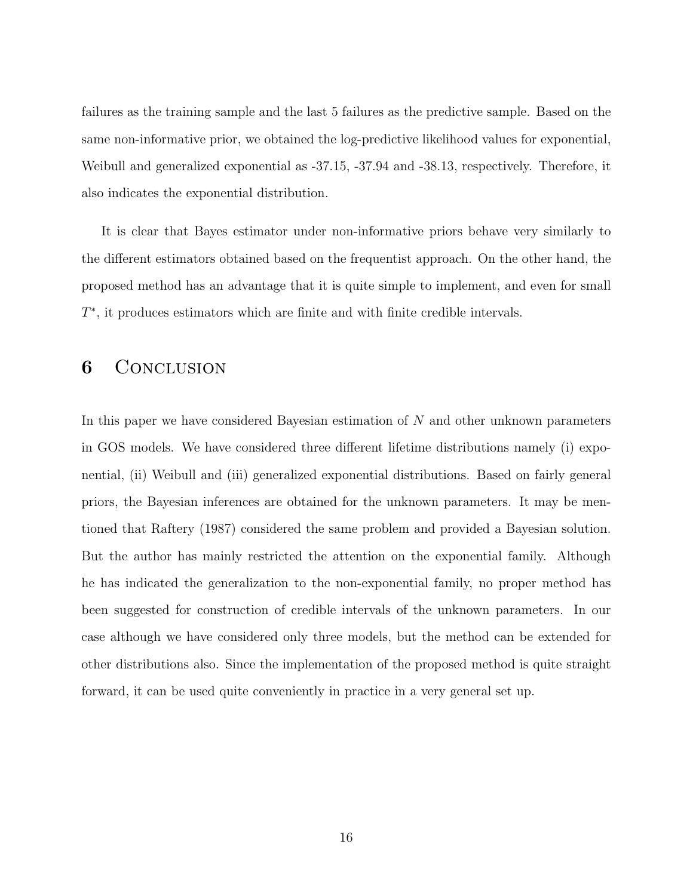failures as the training sample and the last 5 failures as the predictive sample. Based on the same non-informative prior, we obtained the log-predictive likelihood values for exponential, Weibull and generalized exponential as -37.15, -37.94 and -38.13, respectively. Therefore, it also indicates the exponential distribution.

It is clear that Bayes estimator under non-informative priors behave very similarly to the different estimators obtained based on the frequentist approach. On the other hand, the proposed method has an advantage that it is quite simple to implement, and even for small $T^*$, it produces estimators which are finite and with finite credible intervals.

# 6 Conclusion

In this paper we have considered Bayesian estimation of $N$ and other unknown parameters in GOS models. We have considered three different lifetime distributions namely (i) exponential, (ii) Weibull and (iii) generalized exponential distributions. Based on fairly general priors, the Bayesian inferences are obtained for the unknown parameters. It may be mentioned that Raftery (1987) considered the same problem and provided a Bayesian solution. But the author has mainly restricted the attention on the exponential family. Although he has indicated the generalization to the non-exponential family, no proper method has been suggested for construction of credible intervals of the unknown parameters. In our case although we have considered only three models, but the method can be extended for other distributions also. Since the implementation of the proposed method is quite straight forward, it can be used quite conveniently in practice in a very general set up.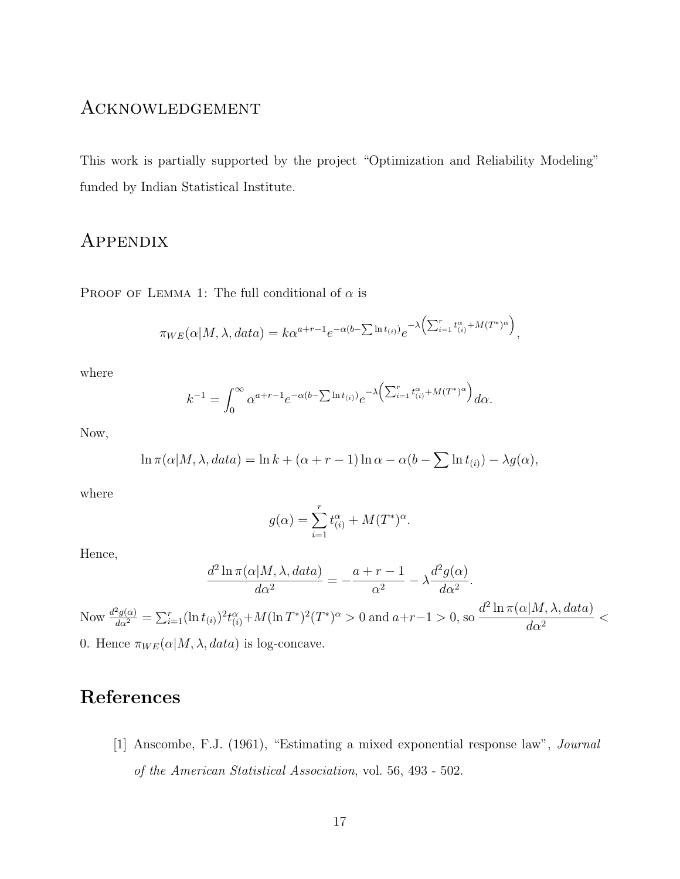## Acknowledgement

This work is partially supported by the project "Optimization and Reliability Modeling" funded by Indian Statistical Institute.

## Appendix

Proof of Lemma 1: The full conditional of $\alpha$ is

$$\pi_{WE}(\alpha|M, \lambda, data) = k\alpha^{a+r-1}e^{-\alpha(b-\sum \ln t_{(i)})}e^{-\lambda\left(\sum_{i=1}^{r} t_{(i)}^{\alpha} + M(T^*)^{\alpha}\right)},$$

where

$$k^{-1} = \int_0^\infty \alpha^{a+r-1}e^{-\alpha(b-\sum \ln t_{(i)})}e^{-\lambda\left(\sum_{i=1}^{r} t_{(i)}^{\alpha} + M(T^*)^{\alpha}\right)}d\alpha.$$

Now,

$$\ln \pi(\alpha|M, \lambda, data) = \ln k + (\alpha + r - 1)\ln \alpha - \alpha(b - \sum \ln t_{(i)}) - \lambda g(\alpha),$$

where

$$g(\alpha) = \sum_{i=1}^{r} t_{(i)}^{\alpha} + M(T^*)^{\alpha}.$$

Hence,

$$\frac{d^2 \ln \pi(\alpha|M, \lambda, data)}{d\alpha^2} = -\frac{a + r - 1}{\alpha^2} - \lambda\frac{d^2 g(\alpha)}{d\alpha^2}.$$

Now $\frac{d^2 g(\alpha)}{d\alpha^2} = \sum_{i=1}^{r}(\ln t_{(i)})^2 t_{(i)}^{\alpha} + M(\ln T^*)^2(T^*)^{\alpha} > 0$ and $a+r-1 > 0$, so $\dfrac{d^2 \ln \pi(\alpha|M, \lambda, data)}{d\alpha^2} < 0$. Hence $\pi_{WE}(\alpha|M, \lambda, data)$ is log-concave.

# References

[1] Anscombe, F.J. (1961), "Estimating a mixed exponential response law", *Journal of the American Statistical Association*, vol. 56, 493 - 502.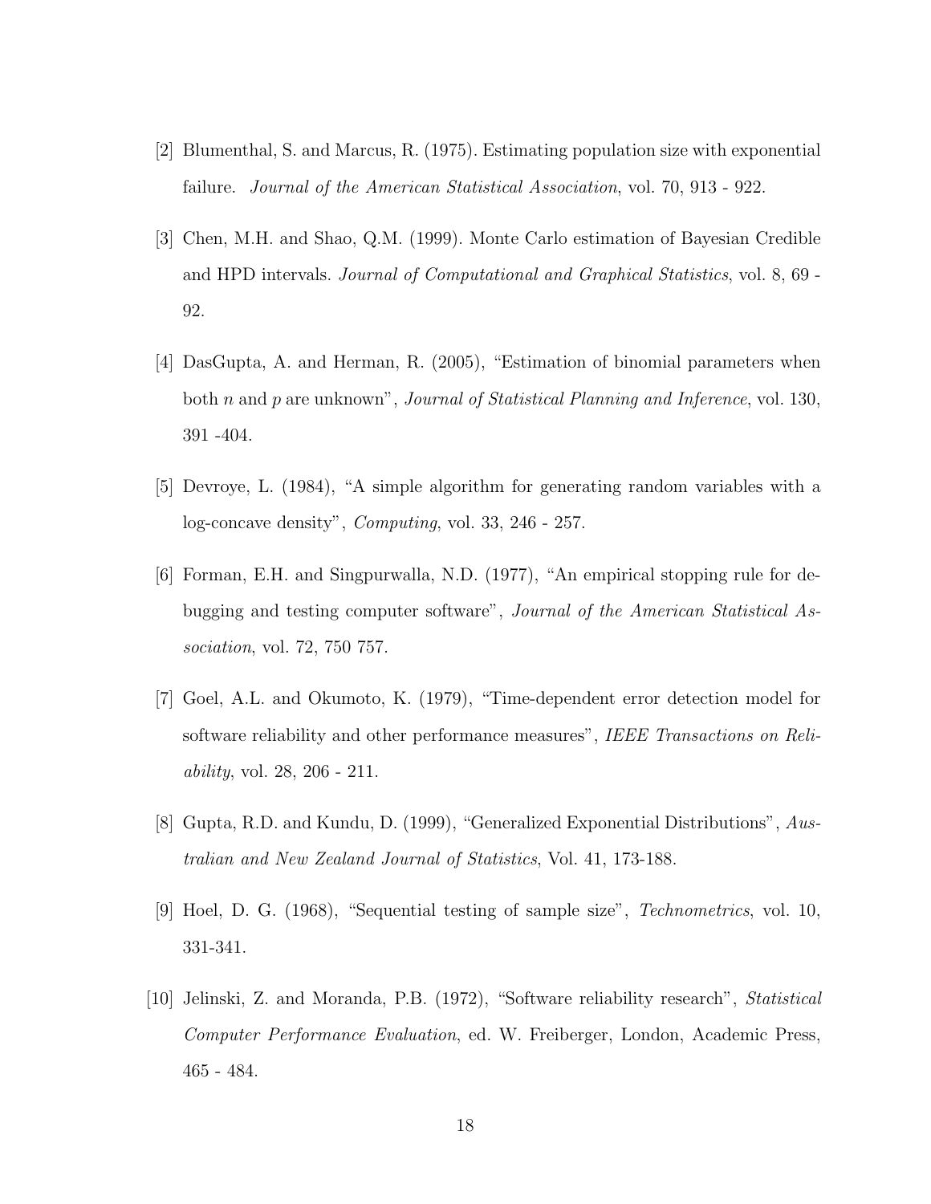[2] Blumenthal, S. and Marcus, R. (1975). Estimating population size with exponential failure. *Journal of the American Statistical Association*, vol. 70, 913 - 922.

[3] Chen, M.H. and Shao, Q.M. (1999). Monte Carlo estimation of Bayesian Credible and HPD intervals. *Journal of Computational and Graphical Statistics*, vol. 8, 69 - 92.

[4] DasGupta, A. and Herman, R. (2005), "Estimation of binomial parameters when both $n$ and $p$ are unknown", *Journal of Statistical Planning and Inference*, vol. 130, 391 -404.

[5] Devroye, L. (1984), "A simple algorithm for generating random variables with a log-concave density", *Computing*, vol. 33, 246 - 257.

[6] Forman, E.H. and Singpurwalla, N.D. (1977), "An empirical stopping rule for debugging and testing computer software", *Journal of the American Statistical Association*, vol. 72, 750 757.

[7] Goel, A.L. and Okumoto, K. (1979), "Time-dependent error detection model for software reliability and other performance measures", *IEEE Transactions on Reliability*, vol. 28, 206 - 211.

[8] Gupta, R.D. and Kundu, D. (1999), "Generalized Exponential Distributions", *Australian and New Zealand Journal of Statistics*, Vol. 41, 173-188.

[9] Hoel, D. G. (1968), "Sequential testing of sample size", *Technometrics*, vol. 10, 331-341.

[10] Jelinski, Z. and Moranda, P.B. (1972), "Software reliability research", *Statistical Computer Performance Evaluation*, ed. W. Freiberger, London, Academic Press, 465 - 484.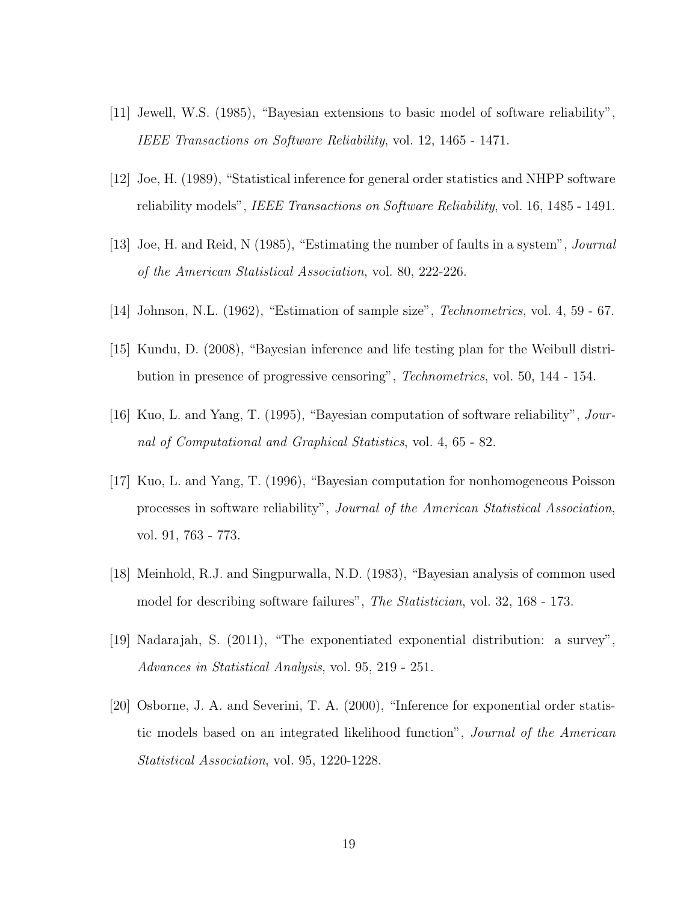[11] Jewell, W.S. (1985), "Bayesian extensions to basic model of software reliability", *IEEE Transactions on Software Reliability*, vol. 12, 1465 - 1471.

[12] Joe, H. (1989), "Statistical inference for general order statistics and NHPP software reliability models", *IEEE Transactions on Software Reliability*, vol. 16, 1485 - 1491.

[13] Joe, H. and Reid, N (1985), "Estimating the number of faults in a system", *Journal of the American Statistical Association*, vol. 80, 222-226.

[14] Johnson, N.L. (1962), "Estimation of sample size", *Technometrics*, vol. 4, 59 - 67.

[15] Kundu, D. (2008), "Bayesian inference and life testing plan for the Weibull distribution in presence of progressive censoring", *Technometrics*, vol. 50, 144 - 154.

[16] Kuo, L. and Yang, T. (1995), "Bayesian computation of software reliability", *Journal of Computational and Graphical Statistics*, vol. 4, 65 - 82.

[17] Kuo, L. and Yang, T. (1996), "Bayesian computation for nonhomogeneous Poisson processes in software reliability", *Journal of the American Statistical Association*, vol. 91, 763 - 773.

[18] Meinhold, R.J. and Singpurwalla, N.D. (1983), "Bayesian analysis of common used model for describing software failures", *The Statistician*, vol. 32, 168 - 173.

[19] Nadarajah, S. (2011), "The exponentiated exponential distribution: a survey", *Advances in Statistical Analysis*, vol. 95, 219 - 251.

[20] Osborne, J. A. and Severini, T. A. (2000), "Inference for exponential order statistic models based on an integrated likelihood function", *Journal of the American Statistical Association*, vol. 95, 1220-1228.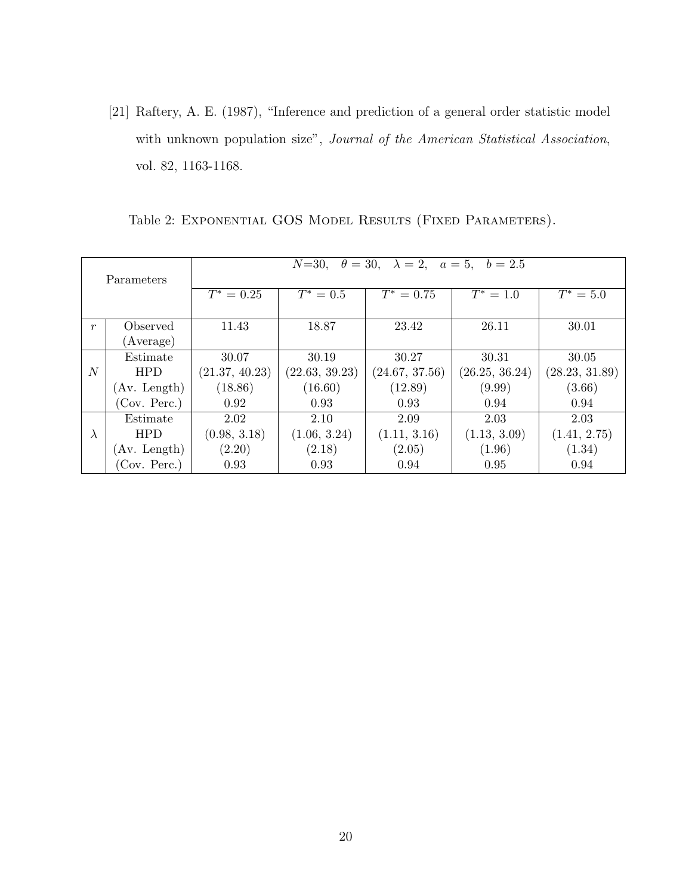[21] Raftery, A. E. (1987), "Inference and prediction of a general order statistic model with unknown population size", *Journal of the American Statistical Association*, vol. 82, 1163-1168.

Table 2: Exponential GOS Model Results (Fixed Parameters).

| Parameters | | $N$=30, $\theta = 30$, $\lambda = 2$, $a = 5$, $b = 2.5$ | | | | |
|---|---|---|---|---|---|---|
| | | $T^* = 0.25$ | $T^* = 0.5$ | $T^* = 0.75$ | $T^* = 1.0$ | $T^* = 5.0$ |
| $r$ | Observed (Average) | 11.43 | 18.87 | 23.42 | 26.11 | 30.01 |
| $N$ | Estimate | 30.07 | 30.19 | 30.27 | 30.31 | 30.05 |
| | HPD | (21.37, 40.23) | (22.63, 39.23) | (24.67, 37.56) | (26.25, 36.24) | (28.23, 31.89) |
| | (Av. Length) | (18.86) | (16.60) | (12.89) | (9.99) | (3.66) |
| | (Cov. Perc.) | 0.92 | 0.93 | 0.93 | 0.94 | 0.94 |
| $\lambda$ | Estimate | 2.02 | 2.10 | 2.09 | 2.03 | 2.03 |
| | HPD | (0.98, 3.18) | (1.06, 3.24) | (1.11, 3.16) | (1.13, 3.09) | (1.41, 2.75) |
| | (Av. Length) | (2.20) | (2.18) | (2.05) | (1.96) | (1.34) |
| | (Cov. Perc.) | 0.93 | 0.93 | 0.94 | 0.95 | 0.94 |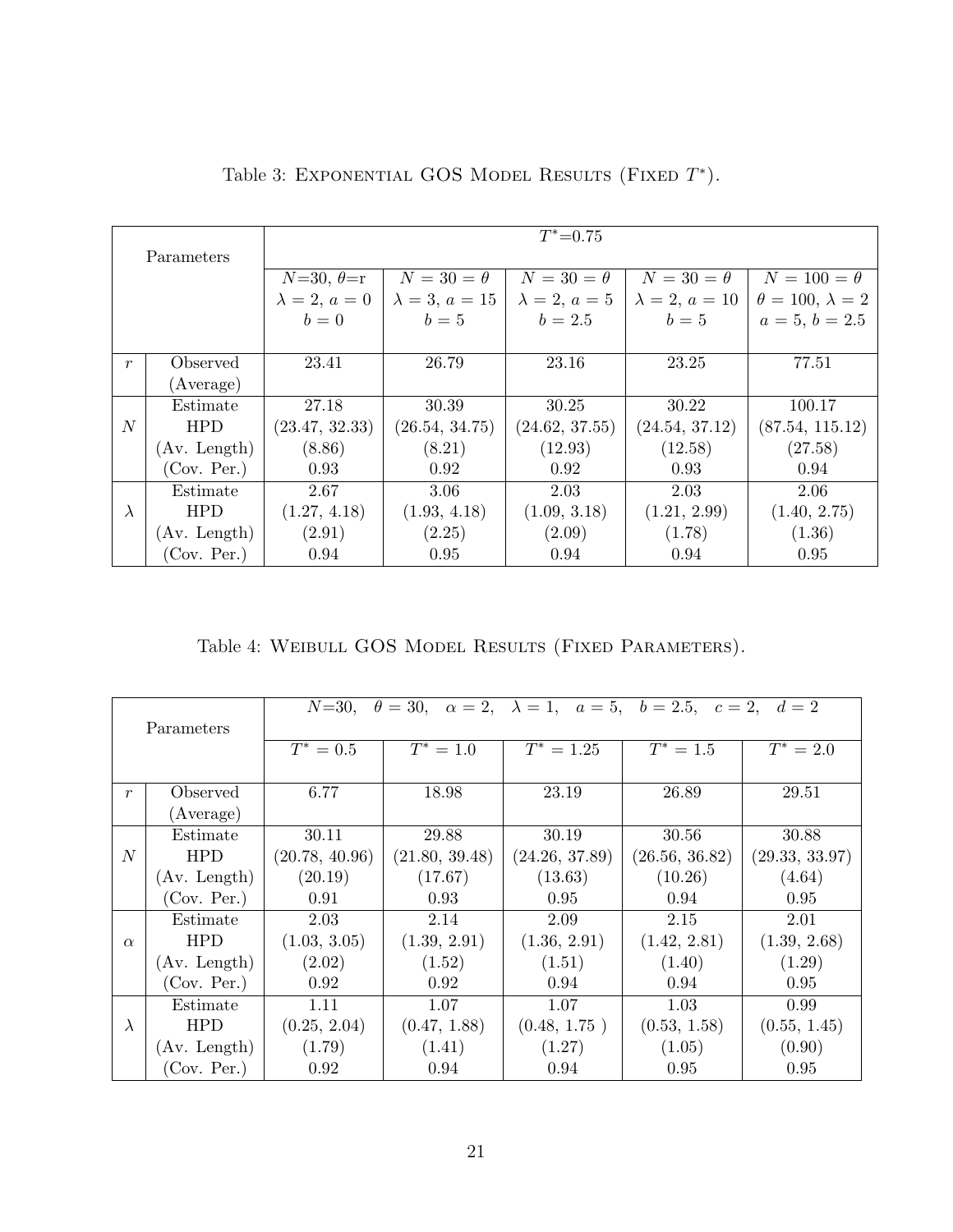Table 3: Exponential GOS Model Results (Fixed $T^*$).

| Parameters | | $T^*$=0.75 | | | | |
|---|---|---|---|---|---|---|
| | | $N$=30, $\theta$=r $\lambda = 2$, $a = 0$ $b = 0$ | $N = 30 = \theta$ $\lambda = 3$, $a = 15$ $b = 5$ | $N = 30 = \theta$ $\lambda = 2$, $a = 5$ $b = 2.5$ | $N = 30 = \theta$ $\lambda = 2$, $a = 10$ $b = 5$ | $N = 100 = \theta$ $\theta = 100$, $\lambda = 2$ $a = 5$, $b = 2.5$ |
| $r$ | Observed (Average) | 23.41 | 26.79 | 23.16 | 23.25 | 77.51 |
| $N$ | Estimate | 27.18 | 30.39 | 30.25 | 30.22 | 100.17 |
| | HPD | (23.47, 32.33) | (26.54, 34.75) | (24.62, 37.55) | (24.54, 37.12) | (87.54, 115.12) |
| | (Av. Length) | (8.86) | (8.21) | (12.93) | (12.58) | (27.58) |
| | (Cov. Per.) | 0.93 | 0.92 | 0.92 | 0.93 | 0.94 |
| $\lambda$ | Estimate | 2.67 | 3.06 | 2.03 | 2.03 | 2.06 |
| | HPD | (1.27, 4.18) | (1.93, 4.18) | (1.09, 3.18) | (1.21, 2.99) | (1.40, 2.75) |
| | (Av. Length) | (2.91) | (2.25) | (2.09) | (1.78) | (1.36) |
| | (Cov. Per.) | 0.94 | 0.95 | 0.94 | 0.94 | 0.95 |

Table 4: Weibull GOS Model Results (Fixed Parameters).

| Parameters | | $N$=30, $\theta = 30$, $\alpha = 2$, $\lambda = 1$, $a = 5$, $b = 2.5$, $c = 2$, $d = 2$ | | | | |
|---|---|---|---|---|---|---|
| | | $T^* = 0.5$ | $T^* = 1.0$ | $T^* = 1.25$ | $T^* = 1.5$ | $T^* = 2.0$ |
| $r$ | Observed (Average) | 6.77 | 18.98 | 23.19 | 26.89 | 29.51 |
| $N$ | Estimate | 30.11 | 29.88 | 30.19 | 30.56 | 30.88 |
| | HPD | (20.78, 40.96) | (21.80, 39.48) | (24.26, 37.89) | (26.56, 36.82) | (29.33, 33.97) |
| | (Av. Length) | (20.19) | (17.67) | (13.63) | (10.26) | (4.64) |
| | (Cov. Per.) | 0.91 | 0.93 | 0.95 | 0.94 | 0.95 |
| $\alpha$ | Estimate | 2.03 | 2.14 | 2.09 | 2.15 | 2.01 |
| | HPD | (1.03, 3.05) | (1.39, 2.91) | (1.36, 2.91) | (1.42, 2.81) | (1.39, 2.68) |
| | (Av. Length) | (2.02) | (1.52) | (1.51) | (1.40) | (1.29) |
| | (Cov. Per.) | 0.92 | 0.92 | 0.94 | 0.94 | 0.95 |
| $\lambda$ | Estimate | 1.11 | 1.07 | 1.07 | 1.03 | 0.99 |
| | HPD | (0.25, 2.04) | (0.47, 1.88) | (0.48, 1.75 ) | (0.53, 1.58) | (0.55, 1.45) |
| | (Av. Length) | (1.79) | (1.41) | (1.27) | (1.05) | (0.90) |
| | (Cov. Per.) | 0.92 | 0.94 | 0.94 | 0.95 | 0.95 |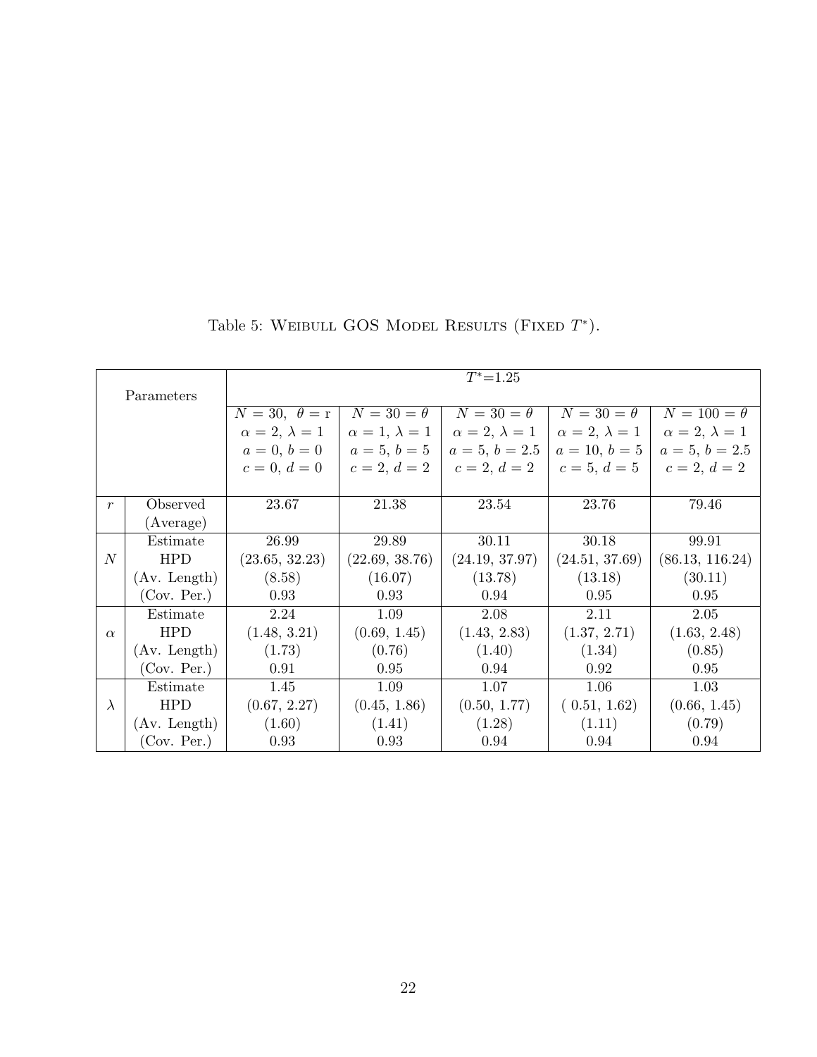Table 5: WEIBULL GOS MODEL RESULTS (FIXED $T^{*}$).

| Parameters | | $T^{*}$=1.25 | | | | |
|---|---|---|---|---|---|---|
| | | $N = 30,\ \theta = \mathrm{r}$ <br> $\alpha = 2,\ \lambda = 1$ <br> $a = 0,\ b = 0$ <br> $c = 0,\ d = 0$ | $N = 30 = \theta$ <br> $\alpha = 1,\ \lambda = 1$ <br> $a = 5,\ b = 5$ <br> $c = 2,\ d = 2$ | $N = 30 = \theta$ <br> $\alpha = 2,\ \lambda = 1$ <br> $a = 5,\ b = 2.5$ <br> $c = 2,\ d = 2$ | $N = 30 = \theta$ <br> $\alpha = 2,\ \lambda = 1$ <br> $a = 10,\ b = 5$ <br> $c = 5,\ d = 5$ | $N = 100 = \theta$ <br> $\alpha = 2,\ \lambda = 1$ <br> $a = 5,\ b = 2.5$ <br> $c = 2,\ d = 2$ |
| $r$ | Observed (Average) | 23.67 | 21.38 | 23.54 | 23.76 | 79.46 |
| $N$ | Estimate | 26.99 | 29.89 | 30.11 | 30.18 | 99.91 |
| | HPD | (23.65, 32.23) | (22.69, 38.76) | (24.19, 37.97) | (24.51, 37.69) | (86.13, 116.24) |
| | (Av. Length) | (8.58) | (16.07) | (13.78) | (13.18) | (30.11) |
| | (Cov. Per.) | 0.93 | 0.93 | 0.94 | 0.95 | 0.95 |
| $\alpha$ | Estimate | 2.24 | 1.09 | 2.08 | 2.11 | 2.05 |
| | HPD | (1.48, 3.21) | (0.69, 1.45) | (1.43, 2.83) | (1.37, 2.71) | (1.63, 2.48) |
| | (Av. Length) | (1.73) | (0.76) | (1.40) | (1.34) | (0.85) |
| | (Cov. Per.) | 0.91 | 0.95 | 0.94 | 0.92 | 0.95 |
| $\lambda$ | Estimate | 1.45 | 1.09 | 1.07 | 1.06 | 1.03 |
| | HPD | (0.67, 2.27) | (0.45, 1.86) | (0.50, 1.77) | ( 0.51, 1.62) | (0.66, 1.45) |
| | (Av. Length) | (1.60) | (1.41) | (1.28) | (1.11) | (0.79) |
| | (Cov. Per.) | 0.93 | 0.93 | 0.94 | 0.94 | 0.94 |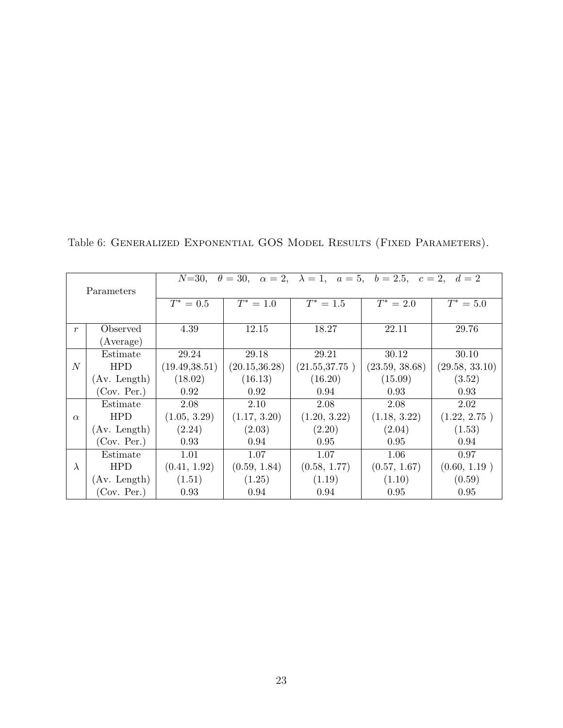Table 6: GENERALIZED EXPONENTIAL GOS MODEL RESULTS (FIXED PARAMETERS).

| Parameters | | $N$=30, $\theta = 30$, $\alpha = 2$, $\lambda = 1$, $a = 5$, $b = 2.5$, $c = 2$, $d = 2$ | | | | |
|---|---|---|---|---|---|---|
| | | $T^* = 0.5$ | $T^* = 1.0$ | $T^* = 1.5$ | $T^* = 2.0$ | $T^* = 5.0$ |
| $r$ | Observed (Average) | 4.39 | 12.15 | 18.27 | 22.11 | 29.76 |
| $N$ | Estimate | 29.24 | 29.18 | 29.21 | 30.12 | 30.10 |
| | HPD | (19.49,38.51) | (20.15,36.28) | (21.55,37.75 ) | (23.59, 38.68) | (29.58, 33.10) |
| | (Av. Length) | (18.02) | (16.13) | (16.20) | (15.09) | (3.52) |
| | (Cov. Per.) | 0.92 | 0.92 | 0.94 | 0.93 | 0.93 |
| $\alpha$ | Estimate | 2.08 | 2.10 | 2.08 | 2.08 | 2.02 |
| | HPD | (1.05, 3.29) | (1.17, 3.20) | (1.20, 3.22) | (1.18, 3.22) | (1.22, 2.75 ) |
| | (Av. Length) | (2.24) | (2.03) | (2.20) | (2.04) | (1.53) |
| | (Cov. Per.) | 0.93 | 0.94 | 0.95 | 0.95 | 0.94 |
| $\lambda$ | Estimate | 1.01 | 1.07 | 1.07 | 1.06 | 0.97 |
| | HPD | (0.41, 1.92) | (0.59, 1.84) | (0.58, 1.77) | (0.57, 1.67) | (0.60, 1.19 ) |
| | (Av. Length) | (1.51) | (1.25) | (1.19) | (1.10) | (0.59) |
| | (Cov. Per.) | 0.93 | 0.94 | 0.94 | 0.95 | 0.95 |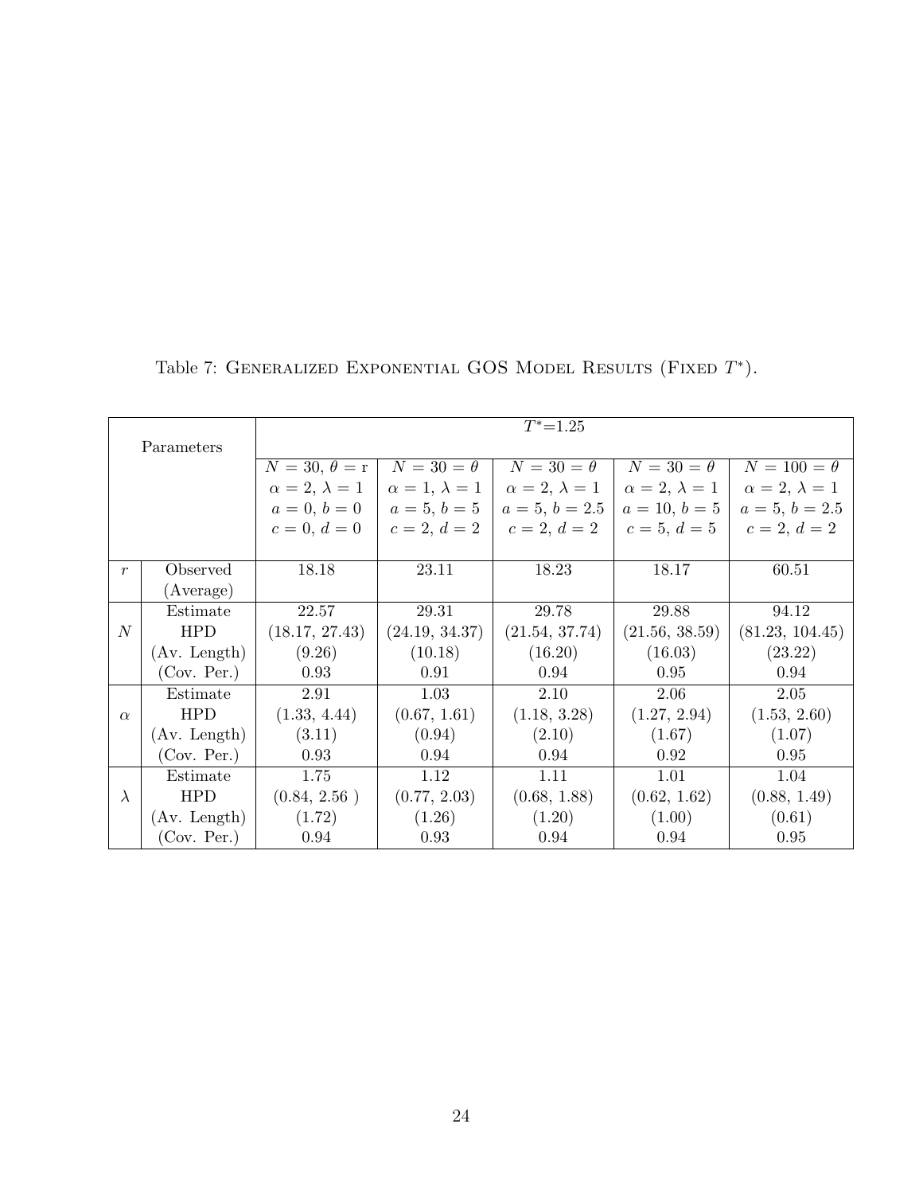Table 7: Generalized Exponential GOS Model Results (Fixed $T^*$).

| Parameters | | $T^*$=1.25 | | | | |
|---|---|---|---|---|---|---|
| | | $N=30$, $\theta=$ r<br>$\alpha=2$, $\lambda=1$<br>$a=0$, $b=0$<br>$c=0$, $d=0$ | $N=30=\theta$<br>$\alpha=1$, $\lambda=1$<br>$a=5$, $b=5$<br>$c=2$, $d=2$ | $N=30=\theta$<br>$\alpha=2$, $\lambda=1$<br>$a=5$, $b=2.5$<br>$c=2$, $d=2$ | $N=30=\theta$<br>$\alpha=2$, $\lambda=1$<br>$a=10$, $b=5$<br>$c=5$, $d=5$ | $N=100=\theta$<br>$\alpha=2$, $\lambda=1$<br>$a=5$, $b=2.5$<br>$c=2$, $d=2$ |
| $r$ | Observed (Average) | 18.18 | 23.11 | 18.23 | 18.17 | 60.51 |
| $N$ | Estimate | 22.57 | 29.31 | 29.78 | 29.88 | 94.12 |
| | HPD | (18.17, 27.43) | (24.19, 34.37) | (21.54, 37.74) | (21.56, 38.59) | (81.23, 104.45) |
| | (Av. Length) | (9.26) | (10.18) | (16.20) | (16.03) | (23.22) |
| | (Cov. Per.) | 0.93 | 0.91 | 0.94 | 0.95 | 0.94 |
| $\alpha$ | Estimate | 2.91 | 1.03 | 2.10 | 2.06 | 2.05 |
| | HPD | (1.33, 4.44) | (0.67, 1.61) | (1.18, 3.28) | (1.27, 2.94) | (1.53, 2.60) |
| | (Av. Length) | (3.11) | (0.94) | (2.10) | (1.67) | (1.07) |
| | (Cov. Per.) | 0.93 | 0.94 | 0.94 | 0.92 | 0.95 |
| $\lambda$ | Estimate | 1.75 | 1.12 | 1.11 | 1.01 | 1.04 |
| | HPD | (0.84, 2.56 ) | (0.77, 2.03) | (0.68, 1.88) | (0.62, 1.62) | (0.88, 1.49) |
| | (Av. Length) | (1.72) | (1.26) | (1.20) | (1.00) | (0.61) |
| | (Cov. Per.) | 0.94 | 0.93 | 0.94 | 0.94 | 0.95 |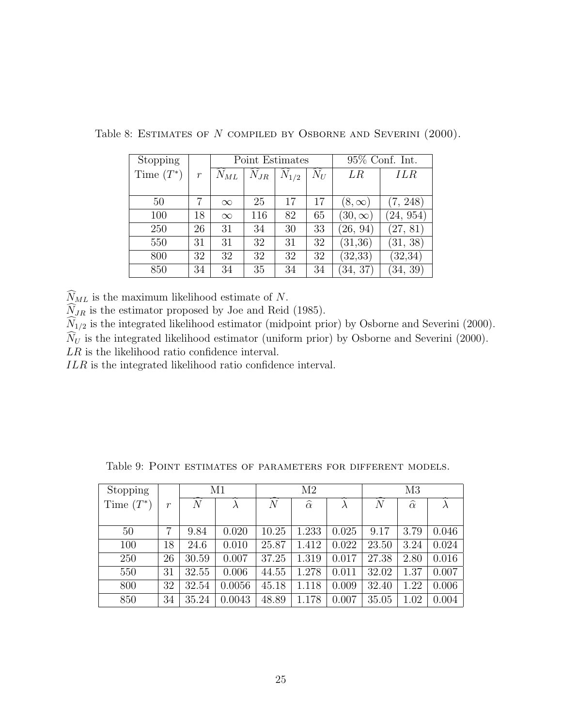Table 8: ESTIMATES OF $N$ COMPILED BY OSBORNE AND SEVERINI (2000).

| Stopping Time ($T^*$) | $r$ | Point Estimates | | | | 95% Conf. Int. | |
|---|---|---|---|---|---|---|---|
| | | $\widehat{N}_{ML}$ | $\widehat{N}_{JR}$ | $\widehat{N}_{1/2}$ | $\widehat{N}_U$ | $LR$ | $ILR$ |
| 50 | 7 | $\infty$ | 25 | 17 | 17 | $(8, \infty)$ | (7, 248) |
| 100 | 18 | $\infty$ | 116 | 82 | 65 | $(30, \infty)$ | (24, 954) |
| 250 | 26 | 31 | 34 | 30 | 33 | (26, 94) | (27, 81) |
| 550 | 31 | 31 | 32 | 31 | 32 | (31,36) | (31, 38) |
| 800 | 32 | 32 | 32 | 32 | 32 | (32,33) | (32,34) |
| 850 | 34 | 34 | 35 | 34 | 34 | (34, 37) | (34, 39) |

$\widehat{N}_{ML}$ is the maximum likelihood estimate of $N$.
$\widehat{N}_{JR}$ is the estimator proposed by Joe and Reid (1985).
$\widehat{N}_{1/2}$ is the integrated likelihood estimator (midpoint prior) by Osborne and Severini (2000).
$\widehat{N}_U$ is the integrated likelihood estimator (uniform prior) by Osborne and Severini (2000).
$LR$ is the likelihood ratio confidence interval.
$ILR$ is the integrated likelihood ratio confidence interval.

Table 9: POINT ESTIMATES OF PARAMETERS FOR DIFFERENT MODELS.

| Stopping Time ($T^*$) | $r$ | M1 | | M2 | | | M3 | | |
|---|---|---|---|---|---|---|---|---|---|
| | | $\widehat{N}$ | $\widehat{\lambda}$ | $\widehat{N}$ | $\widehat{\alpha}$ | $\widehat{\lambda}$ | $\widehat{N}$ | $\widehat{\alpha}$ | $\widehat{\lambda}$ |
| 50 | 7 | 9.84 | 0.020 | 10.25 | 1.233 | 0.025 | 9.17 | 3.79 | 0.046 |
| 100 | 18 | 24.6 | 0.010 | 25.87 | 1.412 | 0.022 | 23.50 | 3.24 | 0.024 |
| 250 | 26 | 30.59 | 0.007 | 37.25 | 1.319 | 0.017 | 27.38 | 2.80 | 0.016 |
| 550 | 31 | 32.55 | 0.006 | 44.55 | 1.278 | 0.011 | 32.02 | 1.37 | 0.007 |
| 800 | 32 | 32.54 | 0.0056 | 45.18 | 1.118 | 0.009 | 32.40 | 1.22 | 0.006 |
| 850 | 34 | 35.24 | 0.0043 | 48.89 | 1.178 | 0.007 | 35.05 | 1.02 | 0.004 |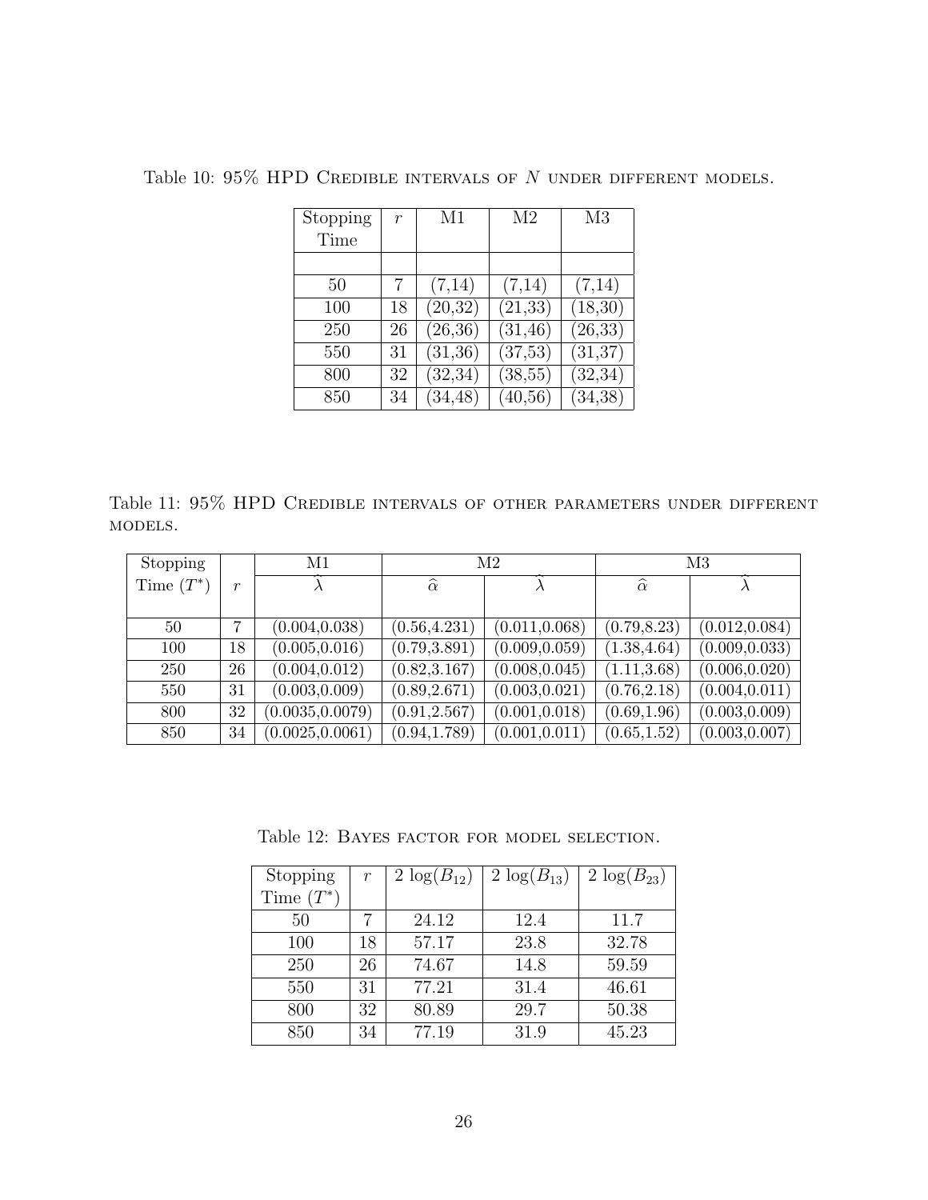Table 10: 95% HPD Credible intervals of $N$ under different models.

| Stopping Time | $r$ | M1 | M2 | M3 |
|---|---|---|---|---|
| 50 | 7 | (7,14) | (7,14) | (7,14) |
| 100 | 18 | (20,32) | (21,33) | (18,30) |
| 250 | 26 | (26,36) | (31,46) | (26,33) |
| 550 | 31 | (31,36) | (37,53) | (31,37) |
| 800 | 32 | (32,34) | (38,55) | (32,34) |
| 850 | 34 | (34,48) | (40,56) | (34,38) |

Table 11: 95% HPD Credible intervals of other parameters under different models.

| Stopping | | M1 | M2 | | M3 | |
|---|---|---|---|---|---|---|
| Time ($T^*$) | $r$ | $\widetilde{\lambda}$ | $\widehat{\alpha}$ | $\widetilde{\lambda}$ | $\widehat{\alpha}$ | $\widetilde{\lambda}$ |
| 50 | 7 | (0.004,0.038) | (0.56,4.231) | (0.011,0.068) | (0.79,8.23) | (0.012,0.084) |
| 100 | 18 | (0.005,0.016) | (0.79,3.891) | (0.009,0.059) | (1.38,4.64) | (0.009,0.033) |
| 250 | 26 | (0.004,0.012) | (0.82,3.167) | (0.008,0.045) | (1.11,3.68) | (0.006,0.020) |
| 550 | 31 | (0.003,0.009) | (0.89,2.671) | (0.003,0.021) | (0.76,2.18) | (0.004,0.011) |
| 800 | 32 | (0.0035,0.0079) | (0.91,2.567) | (0.001,0.018) | (0.69,1.96) | (0.003,0.009) |
| 850 | 34 | (0.0025,0.0061) | (0.94,1.789) | (0.001,0.011) | (0.65,1.52) | (0.003,0.007) |

Table 12: Bayes factor for model selection.

| Stopping Time ($T^*$) | $r$ | $2\ \log(B_{12})$ | $2\ \log(B_{13})$ | $2\ \log(B_{23})$ |
|---|---|---|---|---|
| 50 | 7 | 24.12 | 12.4 | 11.7 |
| 100 | 18 | 57.17 | 23.8 | 32.78 |
| 250 | 26 | 74.67 | 14.8 | 59.59 |
| 550 | 31 | 77.21 | 31.4 | 46.61 |
| 800 | 32 | 80.89 | 29.7 | 50.38 |
| 850 | 34 | 77.19 | 31.9 | 45.23 |